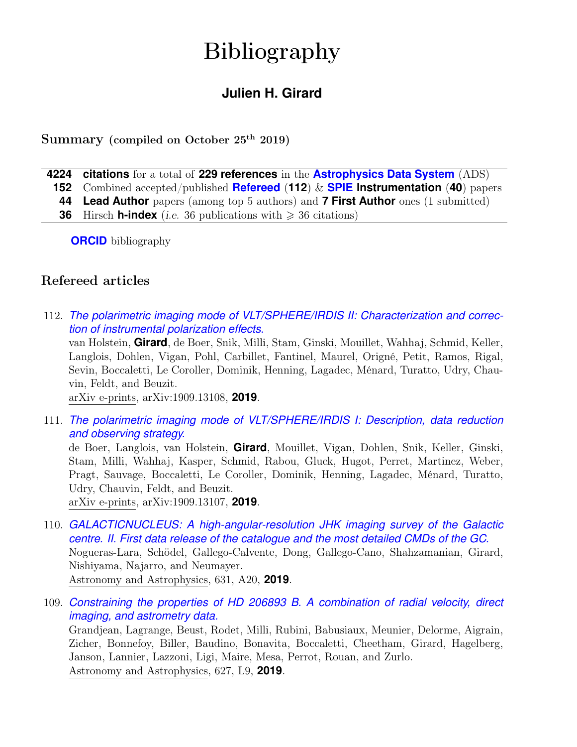# Bibliography

## Julien H. Girard

### Summary (compiled on October 25th 2019)

| | |
|---|---|
| **4224** | **citations** for a total of **229 references** in the **Astrophysics Data System** (ADS) |
| **152** | Combined accepted/published **Refereed** (**112**) & **SPIE Instrumentation** (**40**) papers |
| **44** | **Lead Author** papers (among top 5 authors) and **7 First Author** ones (1 submitted) |
| **36** | Hirsch **h-index** (*i.e.* 36 publications with ⩾ 36 citations) |

**ORCID** bibliography

### Refereed articles

112. *The polarimetric imaging mode of VLT/SPHERE/IRDIS II: Characterization and correction of instrumental polarization effects.*
van Holstein, **Girard**, de Boer, Snik, Milli, Stam, Ginski, Mouillet, Wahhaj, Schmid, Keller, Langlois, Dohlen, Vigan, Pohl, Carbillet, Fantinel, Maurel, Origné, Petit, Ramos, Rigal, Sevin, Boccaletti, Le Coroller, Dominik, Henning, Lagadec, Ménard, Turatto, Udry, Chauvin, Feldt, and Beuzit.
arXiv e-prints, arXiv:1909.13108, **2019**.

111. *The polarimetric imaging mode of VLT/SPHERE/IRDIS I: Description, data reduction and observing strategy.*
de Boer, Langlois, van Holstein, **Girard**, Mouillet, Vigan, Dohlen, Snik, Keller, Ginski, Stam, Milli, Wahhaj, Kasper, Schmid, Rabou, Gluck, Hugot, Perret, Martinez, Weber, Pragt, Sauvage, Boccaletti, Le Coroller, Dominik, Henning, Lagadec, Ménard, Turatto, Udry, Chauvin, Feldt, and Beuzit.
arXiv e-prints, arXiv:1909.13107, **2019**.

110. *GALACTICNUCLEUS: A high-angular-resolution JHK imaging survey of the Galactic centre. II. First data release of the catalogue and the most detailed CMDs of the GC.*
Nogueras-Lara, Schödel, Gallego-Calvente, Dong, Gallego-Cano, Shahzamanian, Girard, Nishiyama, Najarro, and Neumayer.
Astronomy and Astrophysics, 631, A20, **2019**.

109. *Constraining the properties of HD 206893 B. A combination of radial velocity, direct imaging, and astrometry data.*
Grandjean, Lagrange, Beust, Rodet, Milli, Rubini, Babusiaux, Meunier, Delorme, Aigrain, Zicher, Bonnefoy, Biller, Baudino, Bonavita, Boccaletti, Cheetham, Girard, Hagelberg, Janson, Lannier, Lazzoni, Ligi, Maire, Mesa, Perrot, Rouan, and Zurlo.
Astronomy and Astrophysics, 627, L9, **2019**.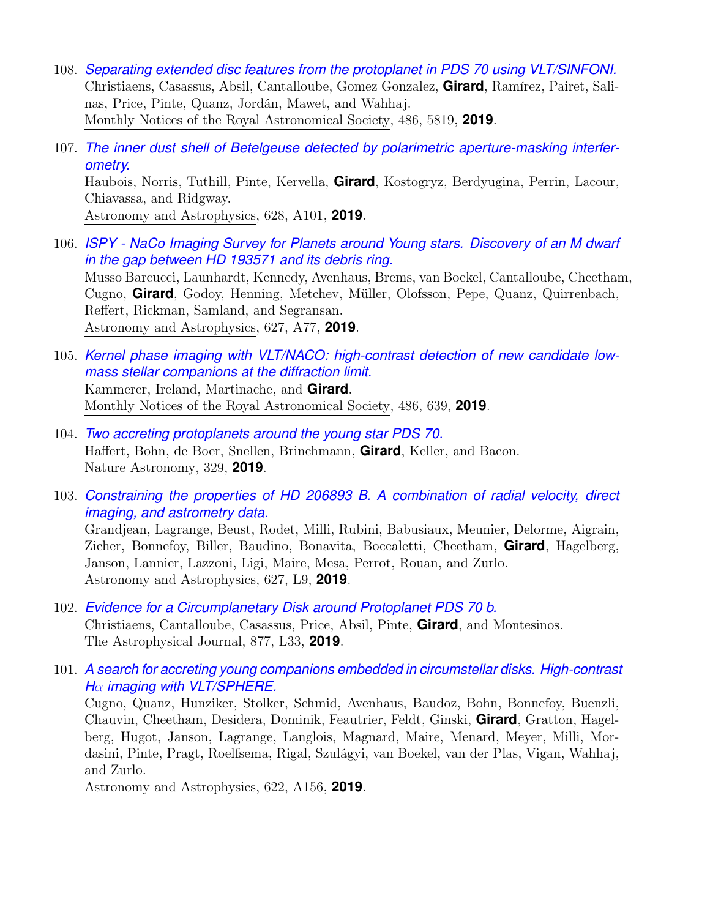108. *Separating extended disc features from the protoplanet in PDS 70 using VLT/SINFONI.*
Christiaens, Casassus, Absil, Cantalloube, Gomez Gonzalez, **Girard**, Ramírez, Pairet, Salinas, Price, Pinte, Quanz, Jordán, Mawet, and Wahhaj.
Monthly Notices of the Royal Astronomical Society, 486, 5819, **2019**.

107. *The inner dust shell of Betelgeuse detected by polarimetric aperture-masking interferometry.*
Haubois, Norris, Tuthill, Pinte, Kervella, **Girard**, Kostogryz, Berdyugina, Perrin, Lacour, Chiavassa, and Ridgway.
Astronomy and Astrophysics, 628, A101, **2019**.

106. *ISPY - NaCo Imaging Survey for Planets around Young stars. Discovery of an M dwarf in the gap between HD 193571 and its debris ring.*
Musso Barcucci, Launhardt, Kennedy, Avenhaus, Brems, van Boekel, Cantalloube, Cheetham, Cugno, **Girard**, Godoy, Henning, Metchev, Müller, Olofsson, Pepe, Quanz, Quirrenbach, Reffert, Rickman, Samland, and Segransan.
Astronomy and Astrophysics, 627, A77, **2019**.

105. *Kernel phase imaging with VLT/NACO: high-contrast detection of new candidate low-mass stellar companions at the diffraction limit.*
Kammerer, Ireland, Martinache, and **Girard**.
Monthly Notices of the Royal Astronomical Society, 486, 639, **2019**.

104. *Two accreting protoplanets around the young star PDS 70.*
Haffert, Bohn, de Boer, Snellen, Brinchmann, **Girard**, Keller, and Bacon.
Nature Astronomy, 329, **2019**.

103. *Constraining the properties of HD 206893 B. A combination of radial velocity, direct imaging, and astrometry data.*
Grandjean, Lagrange, Beust, Rodet, Milli, Rubini, Babusiaux, Meunier, Delorme, Aigrain, Zicher, Bonnefoy, Biller, Baudino, Bonavita, Boccaletti, Cheetham, **Girard**, Hagelberg, Janson, Lannier, Lazzoni, Ligi, Maire, Mesa, Perrot, Rouan, and Zurlo.
Astronomy and Astrophysics, 627, L9, **2019**.

102. *Evidence for a Circumplanetary Disk around Protoplanet PDS 70 b.*
Christiaens, Cantalloube, Casassus, Price, Absil, Pinte, **Girard**, and Montesinos.
The Astrophysical Journal, 877, L33, **2019**.

101. *A search for accreting young companions embedded in circumstellar disks. High-contrast Hα imaging with VLT/SPHERE.*
Cugno, Quanz, Hunziker, Stolker, Schmid, Avenhaus, Baudoz, Bohn, Bonnefoy, Buenzli, Chauvin, Cheetham, Desidera, Dominik, Feautrier, Feldt, Ginski, **Girard**, Gratton, Hagelberg, Hugot, Janson, Lagrange, Langlois, Magnard, Maire, Menard, Meyer, Milli, Mordasini, Pinte, Pragt, Roelfsema, Rigal, Szulágyi, van Boekel, van der Plas, Vigan, Wahhaj, and Zurlo.
Astronomy and Astrophysics, 622, A156, **2019**.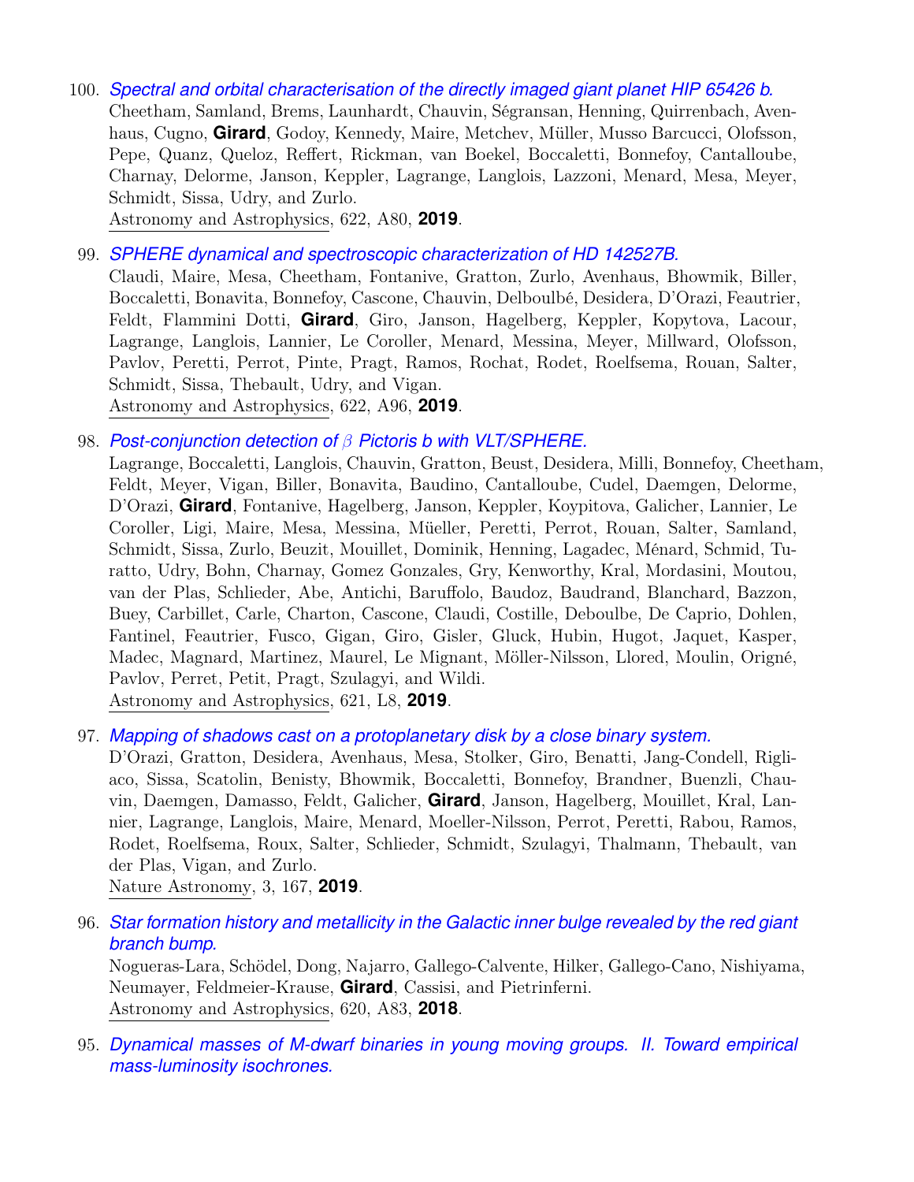100. *Spectral and orbital characterisation of the directly imaged giant planet HIP 65426 b.*
Cheetham, Samland, Brems, Launhardt, Chauvin, Ségransan, Henning, Quirrenbach, Avenhaus, Cugno, **Girard**, Godoy, Kennedy, Maire, Metchev, Müller, Musso Barcucci, Olofsson, Pepe, Quanz, Queloz, Reffert, Rickman, van Boekel, Boccaletti, Bonnefoy, Cantalloube, Charnay, Delorme, Janson, Keppler, Lagrange, Langlois, Lazzoni, Menard, Mesa, Meyer, Schmidt, Sissa, Udry, and Zurlo.
Astronomy and Astrophysics, 622, A80, **2019**.

99. *SPHERE dynamical and spectroscopic characterization of HD 142527B.*
Claudi, Maire, Mesa, Cheetham, Fontanive, Gratton, Zurlo, Avenhaus, Bhowmik, Biller, Boccaletti, Bonavita, Bonnefoy, Cascone, Chauvin, Delboulbé, Desidera, D'Orazi, Feautrier, Feldt, Flammini Dotti, **Girard**, Giro, Janson, Hagelberg, Keppler, Kopytova, Lacour, Lagrange, Langlois, Lannier, Le Coroller, Menard, Messina, Meyer, Millward, Olofsson, Pavlov, Peretti, Perrot, Pinte, Pragt, Ramos, Rochat, Rodet, Roelfsema, Rouan, Salter, Schmidt, Sissa, Thebault, Udry, and Vigan.
Astronomy and Astrophysics, 622, A96, **2019**.

98. *Post-conjunction detection of $\beta$ Pictoris b with VLT/SPHERE.*
Lagrange, Boccaletti, Langlois, Chauvin, Gratton, Beust, Desidera, Milli, Bonnefoy, Cheetham, Feldt, Meyer, Vigan, Biller, Bonavita, Baudino, Cantalloube, Cudel, Daemgen, Delorme, D'Orazi, **Girard**, Fontanive, Hagelberg, Janson, Keppler, Koypitova, Galicher, Lannier, Le Coroller, Ligi, Maire, Mesa, Messina, Müeller, Peretti, Perrot, Rouan, Salter, Samland, Schmidt, Sissa, Zurlo, Beuzit, Mouillet, Dominik, Henning, Lagadec, Ménard, Schmid, Turatto, Udry, Bohn, Charnay, Gomez Gonzales, Gry, Kenworthy, Kral, Mordasini, Moutou, van der Plas, Schlieder, Abe, Antichi, Baruffolo, Baudoz, Baudrand, Blanchard, Bazzon, Buey, Carbillet, Carle, Charton, Cascone, Claudi, Costille, Deboulbe, De Caprio, Dohlen, Fantinel, Feautrier, Fusco, Gigan, Giro, Gisler, Gluck, Hubin, Hugot, Jaquet, Kasper, Madec, Magnard, Martinez, Maurel, Le Mignant, Möller-Nilsson, Llored, Moulin, Origné, Pavlov, Perret, Petit, Pragt, Szulagyi, and Wildi.
Astronomy and Astrophysics, 621, L8, **2019**.

97. *Mapping of shadows cast on a protoplanetary disk by a close binary system.*
D'Orazi, Gratton, Desidera, Avenhaus, Mesa, Stolker, Giro, Benatti, Jang-Condell, Rigliaco, Sissa, Scatolin, Benisty, Bhowmik, Boccaletti, Bonnefoy, Brandner, Buenzli, Chauvin, Daemgen, Damasso, Feldt, Galicher, **Girard**, Janson, Hagelberg, Mouillet, Kral, Lannier, Lagrange, Langlois, Maire, Menard, Moeller-Nilsson, Perrot, Peretti, Rabou, Ramos, Rodet, Roelfsema, Roux, Salter, Schlieder, Schmidt, Szulagyi, Thalmann, Thebault, van der Plas, Vigan, and Zurlo.
Nature Astronomy, 3, 167, **2019**.

96. *Star formation history and metallicity in the Galactic inner bulge revealed by the red giant branch bump.*
Nogueras-Lara, Schödel, Dong, Najarro, Gallego-Calvente, Hilker, Gallego-Cano, Nishiyama, Neumayer, Feldmeier-Krause, **Girard**, Cassisi, and Pietrinferni.
Astronomy and Astrophysics, 620, A83, **2018**.

95. *Dynamical masses of M-dwarf binaries in young moving groups. II. Toward empirical mass-luminosity isochrones.*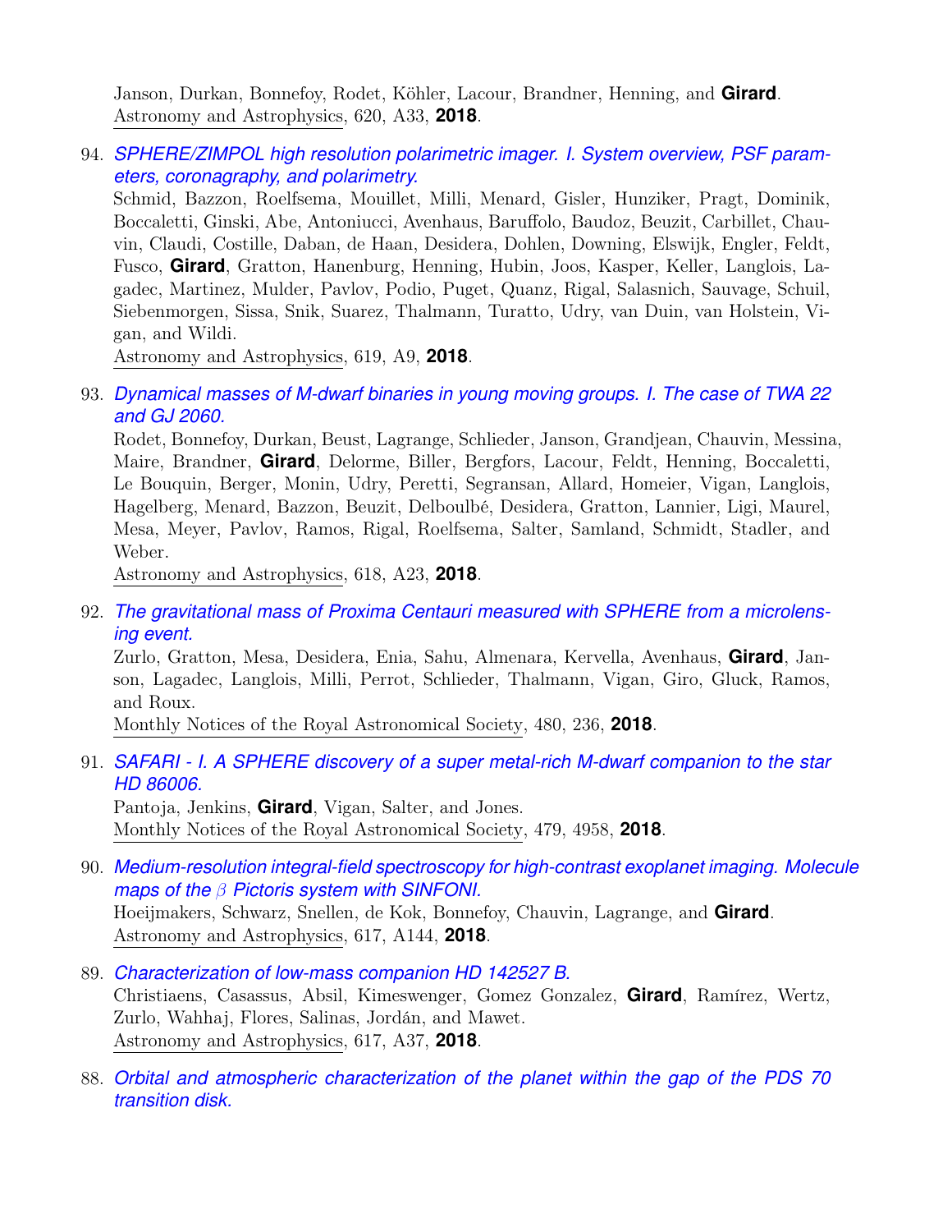Janson, Durkan, Bonnefoy, Rodet, Köhler, Lacour, Brandner, Henning, and **Girard**.
Astronomy and Astrophysics, 620, A33, **2018**.

94. *SPHERE/ZIMPOL high resolution polarimetric imager. I. System overview, PSF parameters, coronagraphy, and polarimetry.*
Schmid, Bazzon, Roelfsema, Mouillet, Milli, Menard, Gisler, Hunziker, Pragt, Dominik, Boccaletti, Ginski, Abe, Antoniucci, Avenhaus, Baruffolo, Baudoz, Beuzit, Carbillet, Chauvin, Claudi, Costille, Daban, de Haan, Desidera, Dohlen, Downing, Elswijk, Engler, Feldt, Fusco, **Girard**, Gratton, Hanenburg, Henning, Hubin, Joos, Kasper, Keller, Langlois, Lagadec, Martinez, Mulder, Pavlov, Podio, Puget, Quanz, Rigal, Salasnich, Sauvage, Schuil, Siebenmorgen, Sissa, Snik, Suarez, Thalmann, Turatto, Udry, van Duin, van Holstein, Vigan, and Wildi.
Astronomy and Astrophysics, 619, A9, **2018**.

93. *Dynamical masses of M-dwarf binaries in young moving groups. I. The case of TWA 22 and GJ 2060.*
Rodet, Bonnefoy, Durkan, Beust, Lagrange, Schlieder, Janson, Grandjean, Chauvin, Messina, Maire, Brandner, **Girard**, Delorme, Biller, Bergfors, Lacour, Feldt, Henning, Boccaletti, Le Bouquin, Berger, Monin, Udry, Peretti, Segransan, Allard, Homeier, Vigan, Langlois, Hagelberg, Menard, Bazzon, Beuzit, Delboulbé, Desidera, Gratton, Lannier, Ligi, Maurel, Mesa, Meyer, Pavlov, Ramos, Rigal, Roelfsema, Salter, Samland, Schmidt, Stadler, and Weber.
Astronomy and Astrophysics, 618, A23, **2018**.

92. *The gravitational mass of Proxima Centauri measured with SPHERE from a microlensing event.*
Zurlo, Gratton, Mesa, Desidera, Enia, Sahu, Almenara, Kervella, Avenhaus, **Girard**, Janson, Lagadec, Langlois, Milli, Perrot, Schlieder, Thalmann, Vigan, Giro, Gluck, Ramos, and Roux.
Monthly Notices of the Royal Astronomical Society, 480, 236, **2018**.

91. *SAFARI - I. A SPHERE discovery of a super metal-rich M-dwarf companion to the star HD 86006.*
Pantoja, Jenkins, **Girard**, Vigan, Salter, and Jones.
Monthly Notices of the Royal Astronomical Society, 479, 4958, **2018**.

90. *Medium-resolution integral-field spectroscopy for high-contrast exoplanet imaging. Molecule maps of the $\beta$ Pictoris system with SINFONI.*
Hoeijmakers, Schwarz, Snellen, de Kok, Bonnefoy, Chauvin, Lagrange, and **Girard**.
Astronomy and Astrophysics, 617, A144, **2018**.

89. *Characterization of low-mass companion HD 142527 B.*
Christiaens, Casassus, Absil, Kimeswenger, Gomez Gonzalez, **Girard**, Ramírez, Wertz, Zurlo, Wahhaj, Flores, Salinas, Jordán, and Mawet.
Astronomy and Astrophysics, 617, A37, **2018**.

88. *Orbital and atmospheric characterization of the planet within the gap of the PDS 70 transition disk.*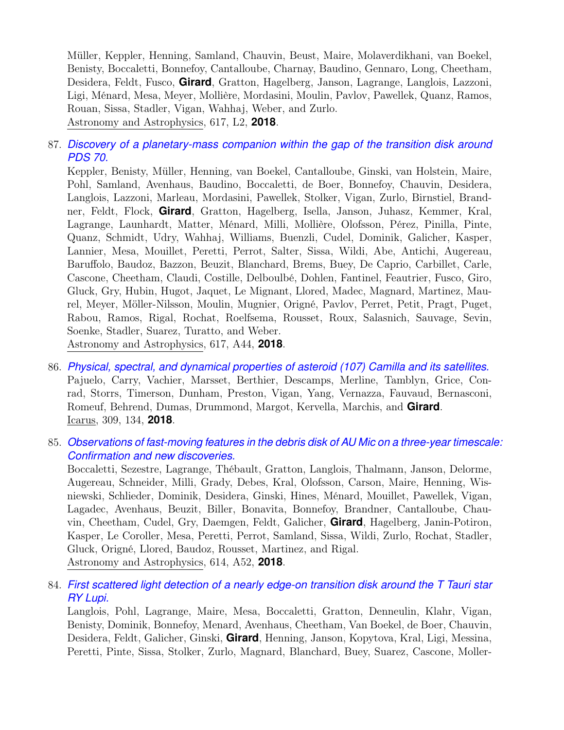Müller, Keppler, Henning, Samland, Chauvin, Beust, Maire, Molaverdikhani, van Boekel, Benisty, Boccaletti, Bonnefoy, Cantalloube, Charnay, Baudino, Gennaro, Long, Cheetham, Desidera, Feldt, Fusco, **Girard**, Gratton, Hagelberg, Janson, Lagrange, Langlois, Lazzoni, Ligi, Ménard, Mesa, Meyer, Mollière, Mordasini, Moulin, Pavlov, Pawellek, Quanz, Ramos, Rouan, Sissa, Stadler, Vigan, Wahhaj, Weber, and Zurlo.
Astronomy and Astrophysics, 617, L2, **2018**.

87. *Discovery of a planetary-mass companion within the gap of the transition disk around PDS 70.*
Keppler, Benisty, Müller, Henning, van Boekel, Cantalloube, Ginski, van Holstein, Maire, Pohl, Samland, Avenhaus, Baudino, Boccaletti, de Boer, Bonnefoy, Chauvin, Desidera, Langlois, Lazzoni, Marleau, Mordasini, Pawellek, Stolker, Vigan, Zurlo, Birnstiel, Brandner, Feldt, Flock, **Girard**, Gratton, Hagelberg, Isella, Janson, Juhasz, Kemmer, Kral, Lagrange, Launhardt, Matter, Ménard, Milli, Mollière, Olofsson, Pérez, Pinilla, Pinte, Quanz, Schmidt, Udry, Wahhaj, Williams, Buenzli, Cudel, Dominik, Galicher, Kasper, Lannier, Mesa, Mouillet, Peretti, Perrot, Salter, Sissa, Wildi, Abe, Antichi, Augereau, Baruffolo, Baudoz, Bazzon, Beuzit, Blanchard, Brems, Buey, De Caprio, Carbillet, Carle, Cascone, Cheetham, Claudi, Costille, Delboulbé, Dohlen, Fantinel, Feautrier, Fusco, Giro, Gluck, Gry, Hubin, Hugot, Jaquet, Le Mignant, Llored, Madec, Magnard, Martinez, Maurel, Meyer, Möller-Nilsson, Moulin, Mugnier, Origné, Pavlov, Perret, Petit, Pragt, Puget, Rabou, Ramos, Rigal, Rochat, Roelfsema, Rousset, Roux, Salasnich, Sauvage, Sevin, Soenke, Stadler, Suarez, Turatto, and Weber.
Astronomy and Astrophysics, 617, A44, **2018**.

86. *Physical, spectral, and dynamical properties of asteroid (107) Camilla and its satellites.*
Pajuelo, Carry, Vachier, Marsset, Berthier, Descamps, Merline, Tamblyn, Grice, Conrad, Storrs, Timerson, Dunham, Preston, Vigan, Yang, Vernazza, Fauvaud, Bernasconi, Romeuf, Behrend, Dumas, Drummond, Margot, Kervella, Marchis, and **Girard**.
Icarus, 309, 134, **2018**.

85. *Observations of fast-moving features in the debris disk of AU Mic on a three-year timescale: Confirmation and new discoveries.*
Boccaletti, Sezestre, Lagrange, Thébault, Gratton, Langlois, Thalmann, Janson, Delorme, Augereau, Schneider, Milli, Grady, Debes, Kral, Olofsson, Carson, Maire, Henning, Wisniewski, Schlieder, Dominik, Desidera, Ginski, Hines, Ménard, Mouillet, Pawellek, Vigan, Lagadec, Avenhaus, Beuzit, Biller, Bonavita, Bonnefoy, Brandner, Cantalloube, Chauvin, Cheetham, Cudel, Gry, Daemgen, Feldt, Galicher, **Girard**, Hagelberg, Janin-Potiron, Kasper, Le Coroller, Mesa, Peretti, Perrot, Samland, Sissa, Wildi, Zurlo, Rochat, Stadler, Gluck, Origné, Llored, Baudoz, Rousset, Martinez, and Rigal.
Astronomy and Astrophysics, 614, A52, **2018**.

84. *First scattered light detection of a nearly edge-on transition disk around the T Tauri star RY Lupi.*
Langlois, Pohl, Lagrange, Maire, Mesa, Boccaletti, Gratton, Denneulin, Klahr, Vigan, Benisty, Dominik, Bonnefoy, Menard, Avenhaus, Cheetham, Van Boekel, de Boer, Chauvin, Desidera, Feldt, Galicher, Ginski, **Girard**, Henning, Janson, Kopytova, Kral, Ligi, Messina, Peretti, Pinte, Sissa, Stolker, Zurlo, Magnard, Blanchard, Buey, Suarez, Cascone, Moller-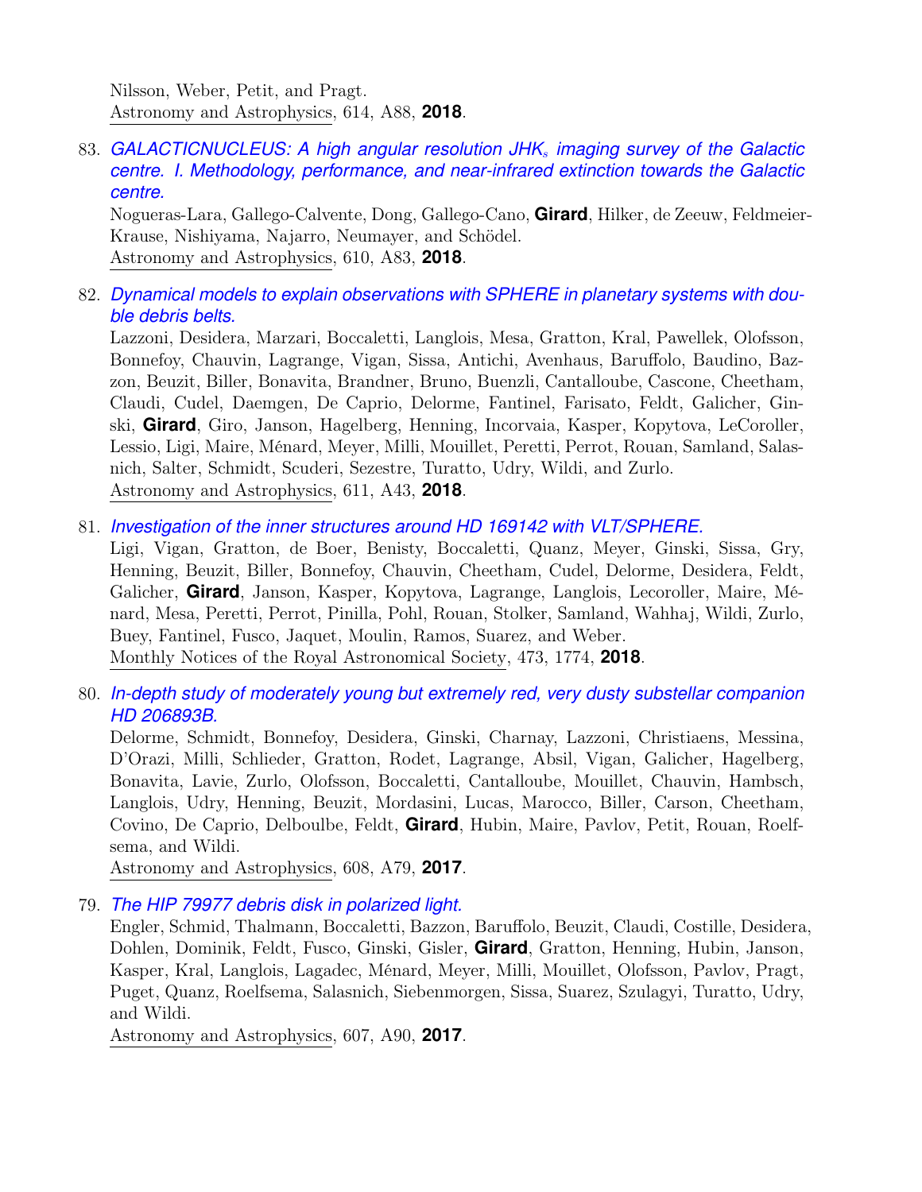Nilsson, Weber, Petit, and Pragt.
Astronomy and Astrophysics, 614, A88, **2018**.

83. *GALACTICNUCLEUS: A high angular resolution $JHK_s$ imaging survey of the Galactic centre. I. Methodology, performance, and near-infrared extinction towards the Galactic centre.*
Nogueras-Lara, Gallego-Calvente, Dong, Gallego-Cano, **Girard**, Hilker, de Zeeuw, Feldmeier-Krause, Nishiyama, Najarro, Neumayer, and Schödel.
Astronomy and Astrophysics, 610, A83, **2018**.

82. *Dynamical models to explain observations with SPHERE in planetary systems with double debris belts.*
Lazzoni, Desidera, Marzari, Boccaletti, Langlois, Mesa, Gratton, Kral, Pawellek, Olofsson, Bonnefoy, Chauvin, Lagrange, Vigan, Sissa, Antichi, Avenhaus, Baruffolo, Baudino, Bazzon, Beuzit, Biller, Bonavita, Brandner, Bruno, Buenzli, Cantalloube, Cascone, Cheetham, Claudi, Cudel, Daemgen, De Caprio, Delorme, Fantinel, Farisato, Feldt, Galicher, Ginski, **Girard**, Giro, Janson, Hagelberg, Henning, Incorvaia, Kasper, Kopytova, LeCoroller, Lessio, Ligi, Maire, Ménard, Meyer, Milli, Mouillet, Peretti, Perrot, Rouan, Samland, Salasnich, Salter, Schmidt, Scuderi, Sezestre, Turatto, Udry, Wildi, and Zurlo.
Astronomy and Astrophysics, 611, A43, **2018**.

81. *Investigation of the inner structures around HD 169142 with VLT/SPHERE.*
Ligi, Vigan, Gratton, de Boer, Benisty, Boccaletti, Quanz, Meyer, Ginski, Sissa, Gry, Henning, Beuzit, Biller, Bonnefoy, Chauvin, Cheetham, Cudel, Delorme, Desidera, Feldt, Galicher, **Girard**, Janson, Kasper, Kopytova, Lagrange, Langlois, Lecoroller, Maire, Ménard, Mesa, Peretti, Perrot, Pinilla, Pohl, Rouan, Stolker, Samland, Wahhaj, Wildi, Zurlo, Buey, Fantinel, Fusco, Jaquet, Moulin, Ramos, Suarez, and Weber.
Monthly Notices of the Royal Astronomical Society, 473, 1774, **2018**.

80. *In-depth study of moderately young but extremely red, very dusty substellar companion HD 206893B.*
Delorme, Schmidt, Bonnefoy, Desidera, Ginski, Charnay, Lazzoni, Christiaens, Messina, D'Orazi, Milli, Schlieder, Gratton, Rodet, Lagrange, Absil, Vigan, Galicher, Hagelberg, Bonavita, Lavie, Zurlo, Olofsson, Boccaletti, Cantalloube, Mouillet, Chauvin, Hambsch, Langlois, Udry, Henning, Beuzit, Mordasini, Lucas, Marocco, Biller, Carson, Cheetham, Covino, De Caprio, Delboulbe, Feldt, **Girard**, Hubin, Maire, Pavlov, Petit, Rouan, Roelfsema, and Wildi.
Astronomy and Astrophysics, 608, A79, **2017**.

79. *The HIP 79977 debris disk in polarized light.*
Engler, Schmid, Thalmann, Boccaletti, Bazzon, Baruffolo, Beuzit, Claudi, Costille, Desidera, Dohlen, Dominik, Feldt, Fusco, Ginski, Gisler, **Girard**, Gratton, Henning, Hubin, Janson, Kasper, Kral, Langlois, Lagadec, Ménard, Meyer, Milli, Mouillet, Olofsson, Pavlov, Pragt, Puget, Quanz, Roelfsema, Salasnich, Siebenmorgen, Sissa, Suarez, Szulagyi, Turatto, Udry, and Wildi.
Astronomy and Astrophysics, 607, A90, **2017**.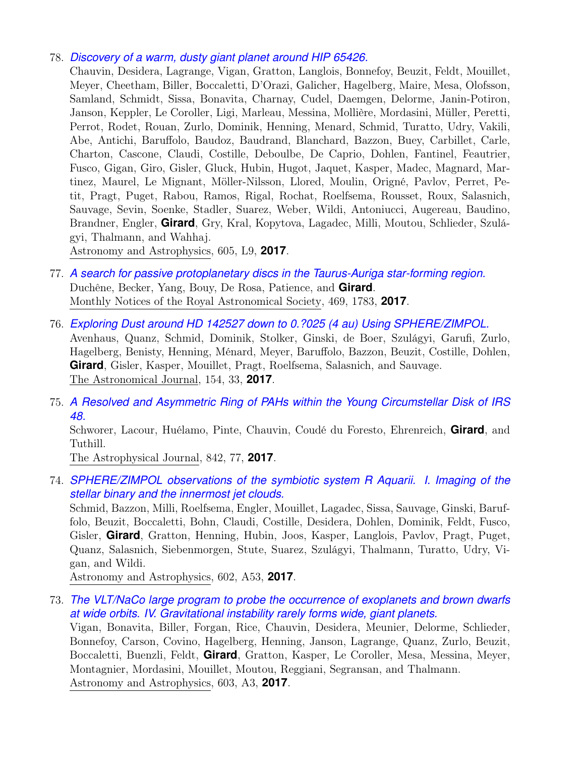78. *Discovery of a warm, dusty giant planet around HIP 65426.*
   Chauvin, Desidera, Lagrange, Vigan, Gratton, Langlois, Bonnefoy, Beuzit, Feldt, Mouillet, Meyer, Cheetham, Biller, Boccaletti, D'Orazi, Galicher, Hagelberg, Maire, Mesa, Olofsson, Samland, Schmidt, Sissa, Bonavita, Charnay, Cudel, Daemgen, Delorme, Janin-Potiron, Janson, Keppler, Le Coroller, Ligi, Marleau, Messina, Mollière, Mordasini, Müller, Peretti, Perrot, Rodet, Rouan, Zurlo, Dominik, Henning, Menard, Schmid, Turatto, Udry, Vakili, Abe, Antichi, Baruffolo, Baudoz, Baudrand, Blanchard, Bazzon, Buey, Carbillet, Carle, Charton, Cascone, Claudi, Costille, Deboulbe, De Caprio, Dohlen, Fantinel, Feautrier, Fusco, Gigan, Giro, Gisler, Gluck, Hubin, Hugot, Jaquet, Kasper, Madec, Magnard, Martinez, Maurel, Le Mignant, Möller-Nilsson, Llored, Moulin, Origné, Pavlov, Perret, Petit, Pragt, Puget, Rabou, Ramos, Rigal, Rochat, Roelfsema, Rousset, Roux, Salasnich, Sauvage, Sevin, Soenke, Stadler, Suarez, Weber, Wildi, Antoniucci, Augereau, Baudino, Brandner, Engler, **Girard**, Gry, Kral, Kopytova, Lagadec, Milli, Moutou, Schlieder, Szulágyi, Thalmann, and Wahhaj.
   Astronomy and Astrophysics, 605, L9, **2017**.

77. *A search for passive protoplanetary discs in the Taurus-Auriga star-forming region.*
   Duchêne, Becker, Yang, Bouy, De Rosa, Patience, and **Girard**.
   Monthly Notices of the Royal Astronomical Society, 469, 1783, **2017**.

76. *Exploring Dust around HD 142527 down to 0.?025 (4 au) Using SPHERE/ZIMPOL.*
   Avenhaus, Quanz, Schmid, Dominik, Stolker, Ginski, de Boer, Szulágyi, Garufi, Zurlo, Hagelberg, Benisty, Henning, Ménard, Meyer, Baruffolo, Bazzon, Beuzit, Costille, Dohlen, **Girard**, Gisler, Kasper, Mouillet, Pragt, Roelfsema, Salasnich, and Sauvage.
   The Astronomical Journal, 154, 33, **2017**.

75. *A Resolved and Asymmetric Ring of PAHs within the Young Circumstellar Disk of IRS 48.*
   Schworer, Lacour, Huélamo, Pinte, Chauvin, Coudé du Foresto, Ehrenreich, **Girard**, and Tuthill.
   The Astrophysical Journal, 842, 77, **2017**.

74. *SPHERE/ZIMPOL observations of the symbiotic system R Aquarii. I. Imaging of the stellar binary and the innermost jet clouds.*
   Schmid, Bazzon, Milli, Roelfsema, Engler, Mouillet, Lagadec, Sissa, Sauvage, Ginski, Baruffolo, Beuzit, Boccaletti, Bohn, Claudi, Costille, Desidera, Dohlen, Dominik, Feldt, Fusco, Gisler, **Girard**, Gratton, Henning, Hubin, Joos, Kasper, Langlois, Pavlov, Pragt, Puget, Quanz, Salasnich, Siebenmorgen, Stute, Suarez, Szulágyi, Thalmann, Turatto, Udry, Vigan, and Wildi.
   Astronomy and Astrophysics, 602, A53, **2017**.

73. *The VLT/NaCo large program to probe the occurrence of exoplanets and brown dwarfs at wide orbits. IV. Gravitational instability rarely forms wide, giant planets.*
   Vigan, Bonavita, Biller, Forgan, Rice, Chauvin, Desidera, Meunier, Delorme, Schlieder, Bonnefoy, Carson, Covino, Hagelberg, Henning, Janson, Lagrange, Quanz, Zurlo, Beuzit, Boccaletti, Buenzli, Feldt, **Girard**, Gratton, Kasper, Le Coroller, Mesa, Messina, Meyer, Montagnier, Mordasini, Mouillet, Moutou, Reggiani, Segransan, and Thalmann.
   Astronomy and Astrophysics, 603, A3, **2017**.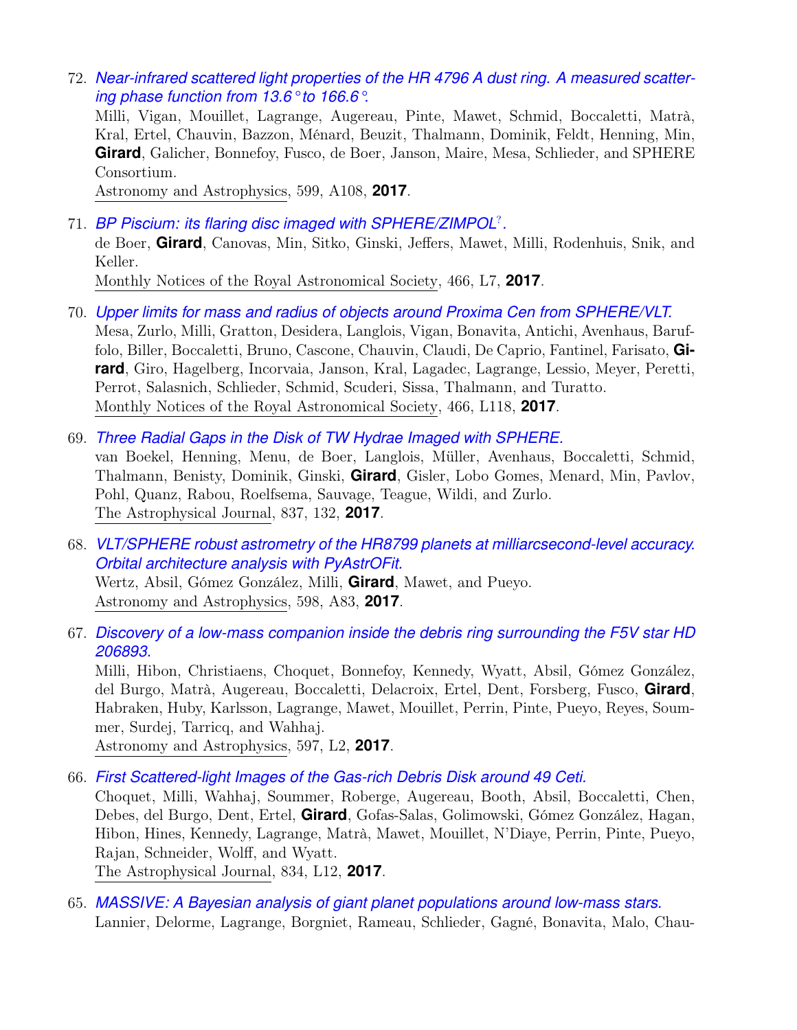72. *Near-infrared scattered light properties of the HR 4796 A dust ring. A measured scattering phase function from 13.6° to 166.6°.*
    Milli, Vigan, Mouillet, Lagrange, Augereau, Pinte, Mawet, Schmid, Boccaletti, Matrà, Kral, Ertel, Chauvin, Bazzon, Ménard, Beuzit, Thalmann, Dominik, Feldt, Henning, Min, **Girard**, Galicher, Bonnefoy, Fusco, de Boer, Janson, Maire, Mesa, Schlieder, and SPHERE Consortium.
    Astronomy and Astrophysics, 599, A108, **2017**.

71. *BP Piscium: its flaring disc imaged with SPHERE/ZIMPOL*[?]*.*
    de Boer, **Girard**, Canovas, Min, Sitko, Ginski, Jeffers, Mawet, Milli, Rodenhuis, Snik, and Keller.
    Monthly Notices of the Royal Astronomical Society, 466, L7, **2017**.

70. *Upper limits for mass and radius of objects around Proxima Cen from SPHERE/VLT.*
    Mesa, Zurlo, Milli, Gratton, Desidera, Langlois, Vigan, Bonavita, Antichi, Avenhaus, Baruffolo, Biller, Boccaletti, Bruno, Cascone, Chauvin, Claudi, De Caprio, Fantinel, Farisato, **Girard**, Giro, Hagelberg, Incorvaia, Janson, Kral, Lagadec, Lagrange, Lessio, Meyer, Peretti, Perrot, Salasnich, Schlieder, Schmid, Scuderi, Sissa, Thalmann, and Turatto.
    Monthly Notices of the Royal Astronomical Society, 466, L118, **2017**.

69. *Three Radial Gaps in the Disk of TW Hydrae Imaged with SPHERE.*
    van Boekel, Henning, Menu, de Boer, Langlois, Müller, Avenhaus, Boccaletti, Schmid, Thalmann, Benisty, Dominik, Ginski, **Girard**, Gisler, Lobo Gomes, Menard, Min, Pavlov, Pohl, Quanz, Rabou, Roelfsema, Sauvage, Teague, Wildi, and Zurlo.
    The Astrophysical Journal, 837, 132, **2017**.

68. *VLT/SPHERE robust astrometry of the HR8799 planets at milliarcsecond-level accuracy. Orbital architecture analysis with PyAstrOFit.*
    Wertz, Absil, Gómez González, Milli, **Girard**, Mawet, and Pueyo.
    Astronomy and Astrophysics, 598, A83, **2017**.

67. *Discovery of a low-mass companion inside the debris ring surrounding the F5V star HD 206893.*
    Milli, Hibon, Christiaens, Choquet, Bonnefoy, Kennedy, Wyatt, Absil, Gómez González, del Burgo, Matrà, Augereau, Boccaletti, Delacroix, Ertel, Dent, Forsberg, Fusco, **Girard**, Habraken, Huby, Karlsson, Lagrange, Mawet, Mouillet, Perrin, Pinte, Pueyo, Reyes, Soummer, Surdej, Tarricq, and Wahhaj.
    Astronomy and Astrophysics, 597, L2, **2017**.

66. *First Scattered-light Images of the Gas-rich Debris Disk around 49 Ceti.*
    Choquet, Milli, Wahhaj, Soummer, Roberge, Augereau, Booth, Absil, Boccaletti, Chen, Debes, del Burgo, Dent, Ertel, **Girard**, Gofas-Salas, Golimowski, Gómez González, Hagan, Hibon, Hines, Kennedy, Lagrange, Matrà, Mawet, Mouillet, N'Diaye, Perrin, Pinte, Pueyo, Rajan, Schneider, Wolff, and Wyatt.
    The Astrophysical Journal, 834, L12, **2017**.

65. *MASSIVE: A Bayesian analysis of giant planet populations around low-mass stars.*
    Lannier, Delorme, Lagrange, Borgniet, Rameau, Schlieder, Gagné, Bonavita, Malo, Chau-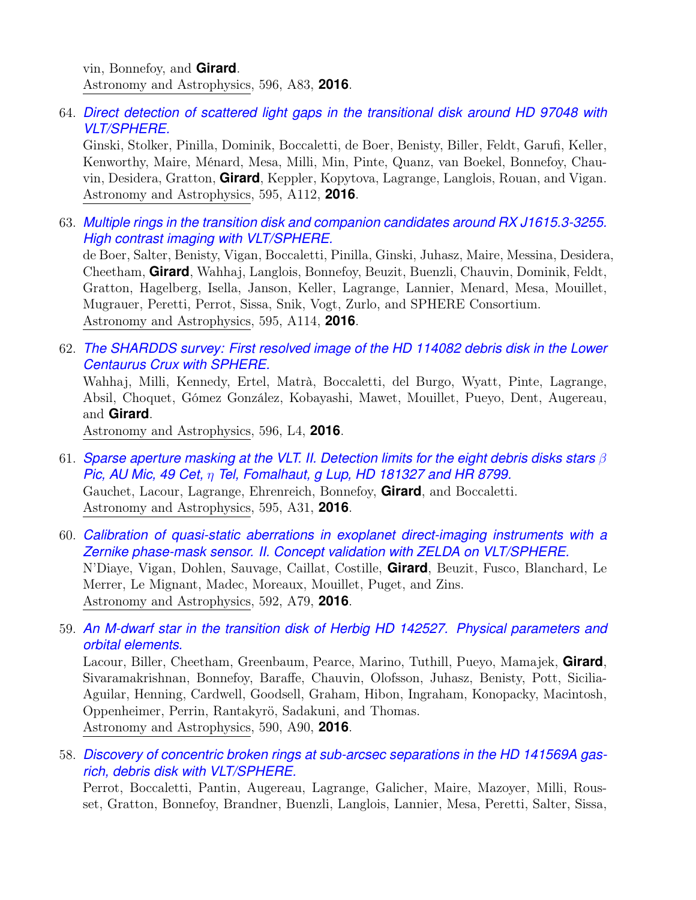vin, Bonnefoy, and **Girard**.
Astronomy and Astrophysics, 596, A83, **2016**.

64. *Direct detection of scattered light gaps in the transitional disk around HD 97048 with VLT/SPHERE.*
Ginski, Stolker, Pinilla, Dominik, Boccaletti, de Boer, Benisty, Biller, Feldt, Garufi, Keller, Kenworthy, Maire, Ménard, Mesa, Milli, Min, Pinte, Quanz, van Boekel, Bonnefoy, Chauvin, Desidera, Gratton, **Girard**, Keppler, Kopytova, Lagrange, Langlois, Rouan, and Vigan.
Astronomy and Astrophysics, 595, A112, **2016**.

63. *Multiple rings in the transition disk and companion candidates around RX J1615.3-3255. High contrast imaging with VLT/SPHERE.*
de Boer, Salter, Benisty, Vigan, Boccaletti, Pinilla, Ginski, Juhasz, Maire, Messina, Desidera, Cheetham, **Girard**, Wahhaj, Langlois, Bonnefoy, Beuzit, Buenzli, Chauvin, Dominik, Feldt, Gratton, Hagelberg, Isella, Janson, Keller, Lagrange, Lannier, Menard, Mesa, Mouillet, Mugrauer, Peretti, Perrot, Sissa, Snik, Vogt, Zurlo, and SPHERE Consortium.
Astronomy and Astrophysics, 595, A114, **2016**.

62. *The SHARDDS survey: First resolved image of the HD 114082 debris disk in the Lower Centaurus Crux with SPHERE.*
Wahhaj, Milli, Kennedy, Ertel, Matrà, Boccaletti, del Burgo, Wyatt, Pinte, Lagrange, Absil, Choquet, Gómez González, Kobayashi, Mawet, Mouillet, Pueyo, Dent, Augereau, and **Girard**.
Astronomy and Astrophysics, 596, L4, **2016**.

61. *Sparse aperture masking at the VLT. II. Detection limits for the eight debris disks stars $\beta$ Pic, AU Mic, 49 Cet, $\eta$ Tel, Fomalhaut, g Lup, HD 181327 and HR 8799.*
Gauchet, Lacour, Lagrange, Ehrenreich, Bonnefoy, **Girard**, and Boccaletti.
Astronomy and Astrophysics, 595, A31, **2016**.

60. *Calibration of quasi-static aberrations in exoplanet direct-imaging instruments with a Zernike phase-mask sensor. II. Concept validation with ZELDA on VLT/SPHERE.*
N'Diaye, Vigan, Dohlen, Sauvage, Caillat, Costille, **Girard**, Beuzit, Fusco, Blanchard, Le Merrer, Le Mignant, Madec, Moreaux, Mouillet, Puget, and Zins.
Astronomy and Astrophysics, 592, A79, **2016**.

59. *An M-dwarf star in the transition disk of Herbig HD 142527. Physical parameters and orbital elements.*
Lacour, Biller, Cheetham, Greenbaum, Pearce, Marino, Tuthill, Pueyo, Mamajek, **Girard**, Sivaramakrishnan, Bonnefoy, Baraffe, Chauvin, Olofsson, Juhasz, Benisty, Pott, Sicilia-Aguilar, Henning, Cardwell, Goodsell, Graham, Hibon, Ingraham, Konopacky, Macintosh, Oppenheimer, Perrin, Rantakyrö, Sadakuni, and Thomas.
Astronomy and Astrophysics, 590, A90, **2016**.

58. *Discovery of concentric broken rings at sub-arcsec separations in the HD 141569A gas-rich, debris disk with VLT/SPHERE.*
Perrot, Boccaletti, Pantin, Augereau, Lagrange, Galicher, Maire, Mazoyer, Milli, Rousset, Gratton, Bonnefoy, Brandner, Buenzli, Langlois, Lannier, Mesa, Peretti, Salter, Sissa,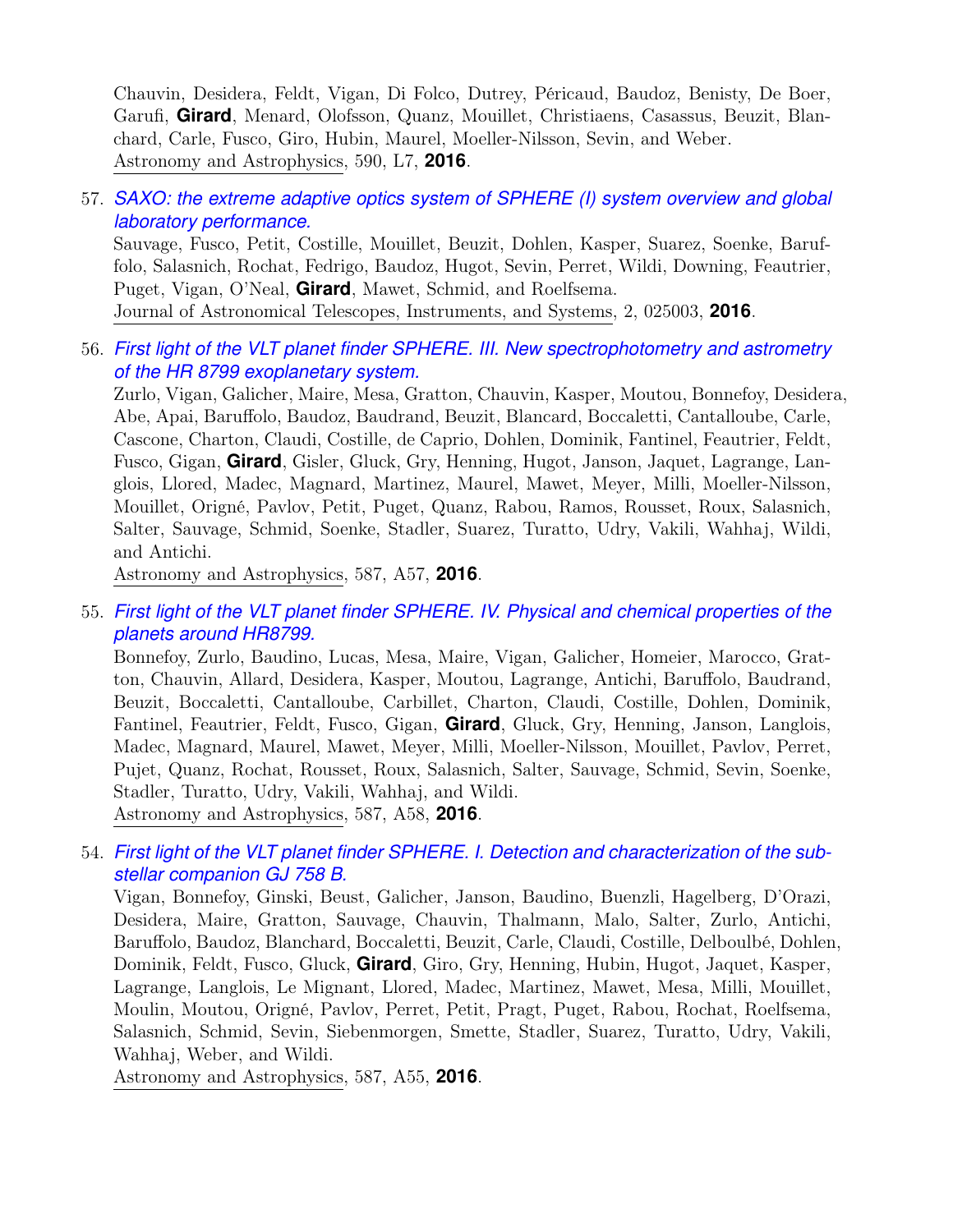Chauvin, Desidera, Feldt, Vigan, Di Folco, Dutrey, Péricaud, Baudoz, Benisty, De Boer, Garufi, **Girard**, Menard, Olofsson, Quanz, Mouillet, Christiaens, Casassus, Beuzit, Blanchard, Carle, Fusco, Giro, Hubin, Maurel, Moeller-Nilsson, Sevin, and Weber.
Astronomy and Astrophysics, 590, L7, **2016**.

57. *SAXO: the extreme adaptive optics system of SPHERE (I) system overview and global laboratory performance.*
Sauvage, Fusco, Petit, Costille, Mouillet, Beuzit, Dohlen, Kasper, Suarez, Soenke, Baruffolo, Salasnich, Rochat, Fedrigo, Baudoz, Hugot, Sevin, Perret, Wildi, Downing, Feautrier, Puget, Vigan, O'Neal, **Girard**, Mawet, Schmid, and Roelfsema.
Journal of Astronomical Telescopes, Instruments, and Systems, 2, 025003, **2016**.

56. *First light of the VLT planet finder SPHERE. III. New spectrophotometry and astrometry of the HR 8799 exoplanetary system.*
Zurlo, Vigan, Galicher, Maire, Mesa, Gratton, Chauvin, Kasper, Moutou, Bonnefoy, Desidera, Abe, Apai, Baruffolo, Baudoz, Baudrand, Beuzit, Blancard, Boccaletti, Cantalloube, Carle, Cascone, Charton, Claudi, Costille, de Caprio, Dohlen, Dominik, Fantinel, Feautrier, Feldt, Fusco, Gigan, **Girard**, Gisler, Gluck, Gry, Henning, Hugot, Janson, Jaquet, Lagrange, Langlois, Llored, Madec, Magnard, Martinez, Maurel, Mawet, Meyer, Milli, Moeller-Nilsson, Mouillet, Origné, Pavlov, Petit, Puget, Quanz, Rabou, Ramos, Rousset, Roux, Salasnich, Salter, Sauvage, Schmid, Soenke, Stadler, Suarez, Turatto, Udry, Vakili, Wahhaj, Wildi, and Antichi.
Astronomy and Astrophysics, 587, A57, **2016**.

55. *First light of the VLT planet finder SPHERE. IV. Physical and chemical properties of the planets around HR8799.*
Bonnefoy, Zurlo, Baudino, Lucas, Mesa, Maire, Vigan, Galicher, Homeier, Marocco, Gratton, Chauvin, Allard, Desidera, Kasper, Moutou, Lagrange, Antichi, Baruffolo, Baudrand, Beuzit, Boccaletti, Cantalloube, Carbillet, Charton, Claudi, Costille, Dohlen, Dominik, Fantinel, Feautrier, Feldt, Fusco, Gigan, **Girard**, Gluck, Gry, Henning, Janson, Langlois, Madec, Magnard, Maurel, Mawet, Meyer, Milli, Moeller-Nilsson, Mouillet, Pavlov, Perret, Pujet, Quanz, Rochat, Rousset, Roux, Salasnich, Salter, Sauvage, Schmid, Sevin, Soenke, Stadler, Turatto, Udry, Vakili, Wahhaj, and Wildi.
Astronomy and Astrophysics, 587, A58, **2016**.

54. *First light of the VLT planet finder SPHERE. I. Detection and characterization of the substellar companion GJ 758 B.*
Vigan, Bonnefoy, Ginski, Beust, Galicher, Janson, Baudino, Buenzli, Hagelberg, D'Orazi, Desidera, Maire, Gratton, Sauvage, Chauvin, Thalmann, Malo, Salter, Zurlo, Antichi, Baruffolo, Baudoz, Blanchard, Boccaletti, Beuzit, Carle, Claudi, Costille, Delboulbé, Dohlen, Dominik, Feldt, Fusco, Gluck, **Girard**, Giro, Gry, Henning, Hubin, Hugot, Jaquet, Kasper, Lagrange, Langlois, Le Mignant, Llored, Madec, Martinez, Mawet, Mesa, Milli, Mouillet, Moulin, Moutou, Origné, Pavlov, Perret, Petit, Pragt, Puget, Rabou, Rochat, Roelfsema, Salasnich, Schmid, Sevin, Siebenmorgen, Smette, Stadler, Suarez, Turatto, Udry, Vakili, Wahhaj, Weber, and Wildi.
Astronomy and Astrophysics, 587, A55, **2016**.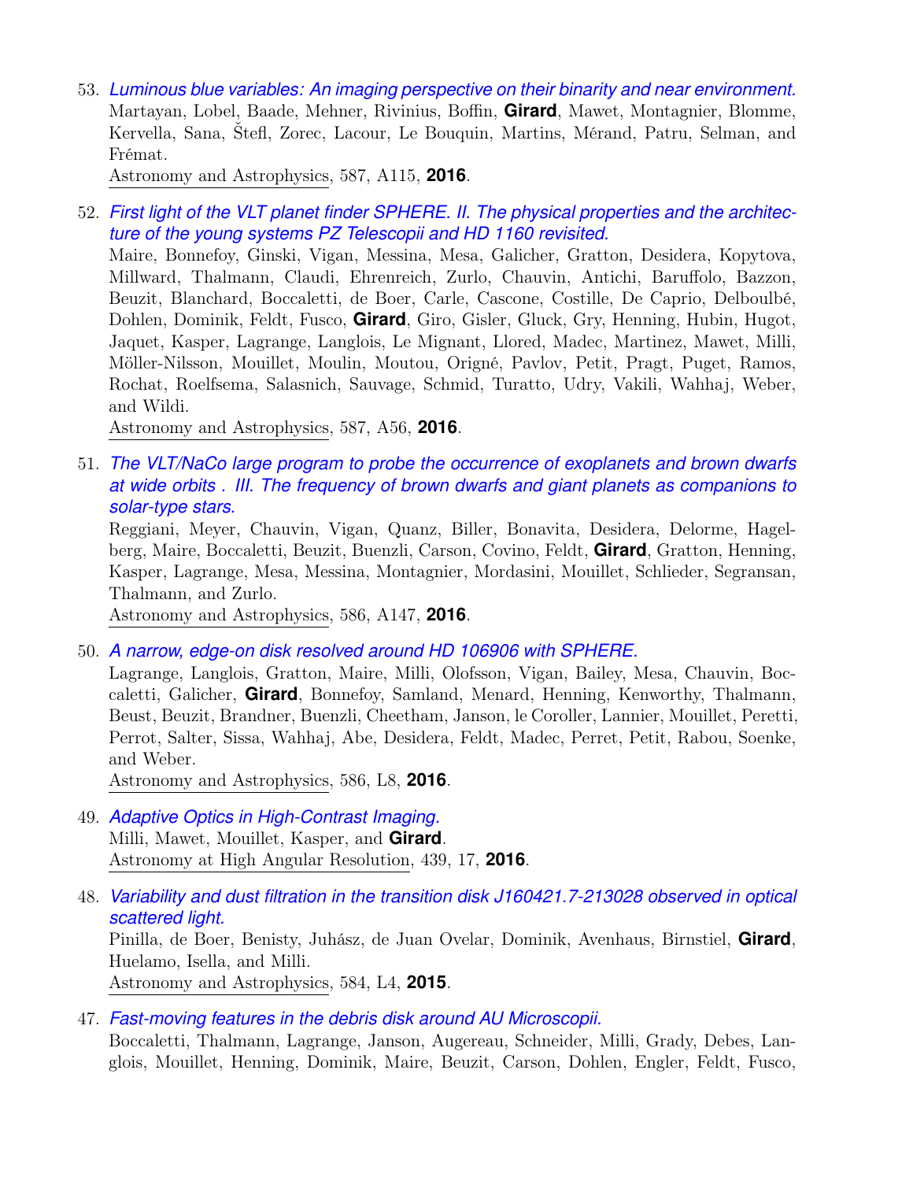53. *Luminous blue variables: An imaging perspective on their binarity and near environment.*
Martayan, Lobel, Baade, Mehner, Rivinius, Boffin, **Girard**, Mawet, Montagnier, Blomme, Kervella, Sana, Štefl, Zorec, Lacour, Le Bouquin, Martins, Mérand, Patru, Selman, and Frémat.
Astronomy and Astrophysics, 587, A115, **2016**.

52. *First light of the VLT planet finder SPHERE. II. The physical properties and the architecture of the young systems PZ Telescopii and HD 1160 revisited.*
Maire, Bonnefoy, Ginski, Vigan, Messina, Mesa, Galicher, Gratton, Desidera, Kopytova, Millward, Thalmann, Claudi, Ehrenreich, Zurlo, Chauvin, Antichi, Baruffolo, Bazzon, Beuzit, Blanchard, Boccaletti, de Boer, Carle, Cascone, Costille, De Caprio, Delboulbé, Dohlen, Dominik, Feldt, Fusco, **Girard**, Giro, Gisler, Gluck, Gry, Henning, Hubin, Hugot, Jaquet, Kasper, Lagrange, Langlois, Le Mignant, Llored, Madec, Martinez, Mawet, Milli, Möller-Nilsson, Mouillet, Moulin, Moutou, Origné, Pavlov, Petit, Pragt, Puget, Ramos, Rochat, Roelfsema, Salasnich, Sauvage, Schmid, Turatto, Udry, Vakili, Wahhaj, Weber, and Wildi.
Astronomy and Astrophysics, 587, A56, **2016**.

51. *The VLT/NaCo large program to probe the occurrence of exoplanets and brown dwarfs at wide orbits . III. The frequency of brown dwarfs and giant planets as companions to solar-type stars.*
Reggiani, Meyer, Chauvin, Vigan, Quanz, Biller, Bonavita, Desidera, Delorme, Hagelberg, Maire, Boccaletti, Beuzit, Buenzli, Carson, Covino, Feldt, **Girard**, Gratton, Henning, Kasper, Lagrange, Mesa, Messina, Montagnier, Mordasini, Mouillet, Schlieder, Segransan, Thalmann, and Zurlo.
Astronomy and Astrophysics, 586, A147, **2016**.

50. *A narrow, edge-on disk resolved around HD 106906 with SPHERE.*
Lagrange, Langlois, Gratton, Maire, Milli, Olofsson, Vigan, Bailey, Mesa, Chauvin, Boccaletti, Galicher, **Girard**, Bonnefoy, Samland, Menard, Henning, Kenworthy, Thalmann, Beust, Beuzit, Brandner, Buenzli, Cheetham, Janson, le Coroller, Lannier, Mouillet, Peretti, Perrot, Salter, Sissa, Wahhaj, Abe, Desidera, Feldt, Madec, Perret, Petit, Rabou, Soenke, and Weber.
Astronomy and Astrophysics, 586, L8, **2016**.

49. *Adaptive Optics in High-Contrast Imaging.*
Milli, Mawet, Mouillet, Kasper, and **Girard**.
Astronomy at High Angular Resolution, 439, 17, **2016**.

48. *Variability and dust filtration in the transition disk J160421.7-213028 observed in optical scattered light.*
Pinilla, de Boer, Benisty, Juhász, de Juan Ovelar, Dominik, Avenhaus, Birnstiel, **Girard**, Huelamo, Isella, and Milli.
Astronomy and Astrophysics, 584, L4, **2015**.

47. *Fast-moving features in the debris disk around AU Microscopii.*
Boccaletti, Thalmann, Lagrange, Janson, Augereau, Schneider, Milli, Grady, Debes, Langlois, Mouillet, Henning, Dominik, Maire, Beuzit, Carson, Dohlen, Engler, Feldt, Fusco,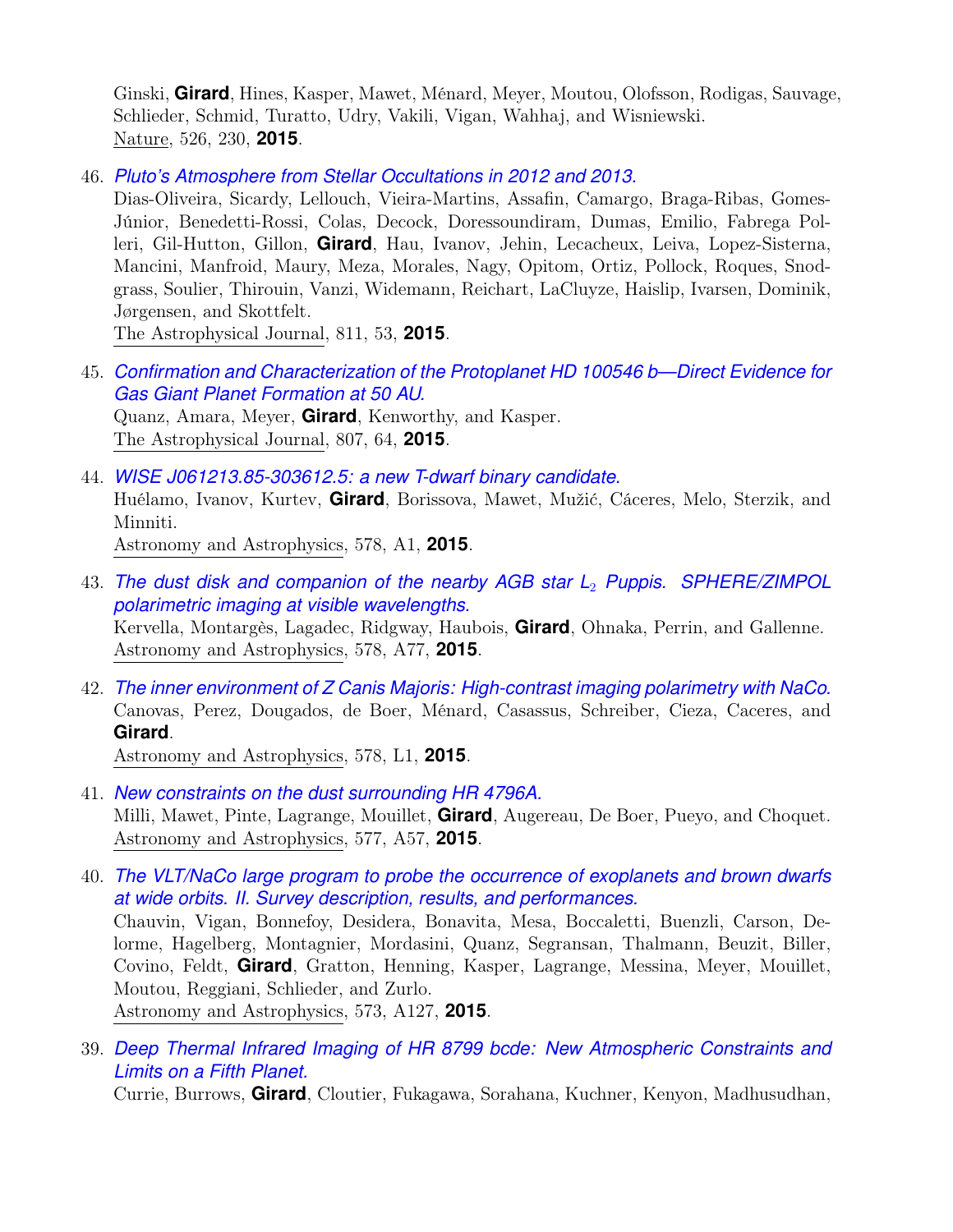Ginski, **Girard**, Hines, Kasper, Mawet, Ménard, Meyer, Moutou, Olofsson, Rodigas, Sauvage, Schlieder, Schmid, Turatto, Udry, Vakili, Vigan, Wahhaj, and Wisniewski.
Nature, 526, 230, **2015**.

46. *Pluto's Atmosphere from Stellar Occultations in 2012 and 2013.*
Dias-Oliveira, Sicardy, Lellouch, Vieira-Martins, Assafin, Camargo, Braga-Ribas, Gomes-Júnior, Benedetti-Rossi, Colas, Decock, Doressoundiram, Dumas, Emilio, Fabrega Polleri, Gil-Hutton, Gillon, **Girard**, Hau, Ivanov, Jehin, Lecacheux, Leiva, Lopez-Sisterna, Mancini, Manfroid, Maury, Meza, Morales, Nagy, Opitom, Ortiz, Pollock, Roques, Snodgrass, Soulier, Thirouin, Vanzi, Widemann, Reichart, LaCluyze, Haislip, Ivarsen, Dominik, Jørgensen, and Skottfelt.
The Astrophysical Journal, 811, 53, **2015**.

45. *Confirmation and Characterization of the Protoplanet HD 100546 b—Direct Evidence for Gas Giant Planet Formation at 50 AU.*
Quanz, Amara, Meyer, **Girard**, Kenworthy, and Kasper.
The Astrophysical Journal, 807, 64, **2015**.

44. *WISE J061213.85-303612.5: a new T-dwarf binary candidate.*
Huélamo, Ivanov, Kurtev, **Girard**, Borissova, Mawet, Mužić, Cáceres, Melo, Sterzik, and Minniti.
Astronomy and Astrophysics, 578, A1, **2015**.

43. *The dust disk and companion of the nearby AGB star $L_2$ Puppis. SPHERE/ZIMPOL polarimetric imaging at visible wavelengths.*
Kervella, Montargès, Lagadec, Ridgway, Haubois, **Girard**, Ohnaka, Perrin, and Gallenne.
Astronomy and Astrophysics, 578, A77, **2015**.

42. *The inner environment of Z Canis Majoris: High-contrast imaging polarimetry with NaCo.*
Canovas, Perez, Dougados, de Boer, Ménard, Casassus, Schreiber, Cieza, Caceres, and **Girard**.
Astronomy and Astrophysics, 578, L1, **2015**.

41. *New constraints on the dust surrounding HR 4796A.*
Milli, Mawet, Pinte, Lagrange, Mouillet, **Girard**, Augereau, De Boer, Pueyo, and Choquet.
Astronomy and Astrophysics, 577, A57, **2015**.

40. *The VLT/NaCo large program to probe the occurrence of exoplanets and brown dwarfs at wide orbits. II. Survey description, results, and performances.*
Chauvin, Vigan, Bonnefoy, Desidera, Bonavita, Mesa, Boccaletti, Buenzli, Carson, Delorme, Hagelberg, Montagnier, Mordasini, Quanz, Segransan, Thalmann, Beuzit, Biller, Covino, Feldt, **Girard**, Gratton, Henning, Kasper, Lagrange, Messina, Meyer, Mouillet, Moutou, Reggiani, Schlieder, and Zurlo.
Astronomy and Astrophysics, 573, A127, **2015**.

39. *Deep Thermal Infrared Imaging of HR 8799 bcde: New Atmospheric Constraints and Limits on a Fifth Planet.*
Currie, Burrows, **Girard**, Cloutier, Fukagawa, Sorahana, Kuchner, Kenyon, Madhusudhan,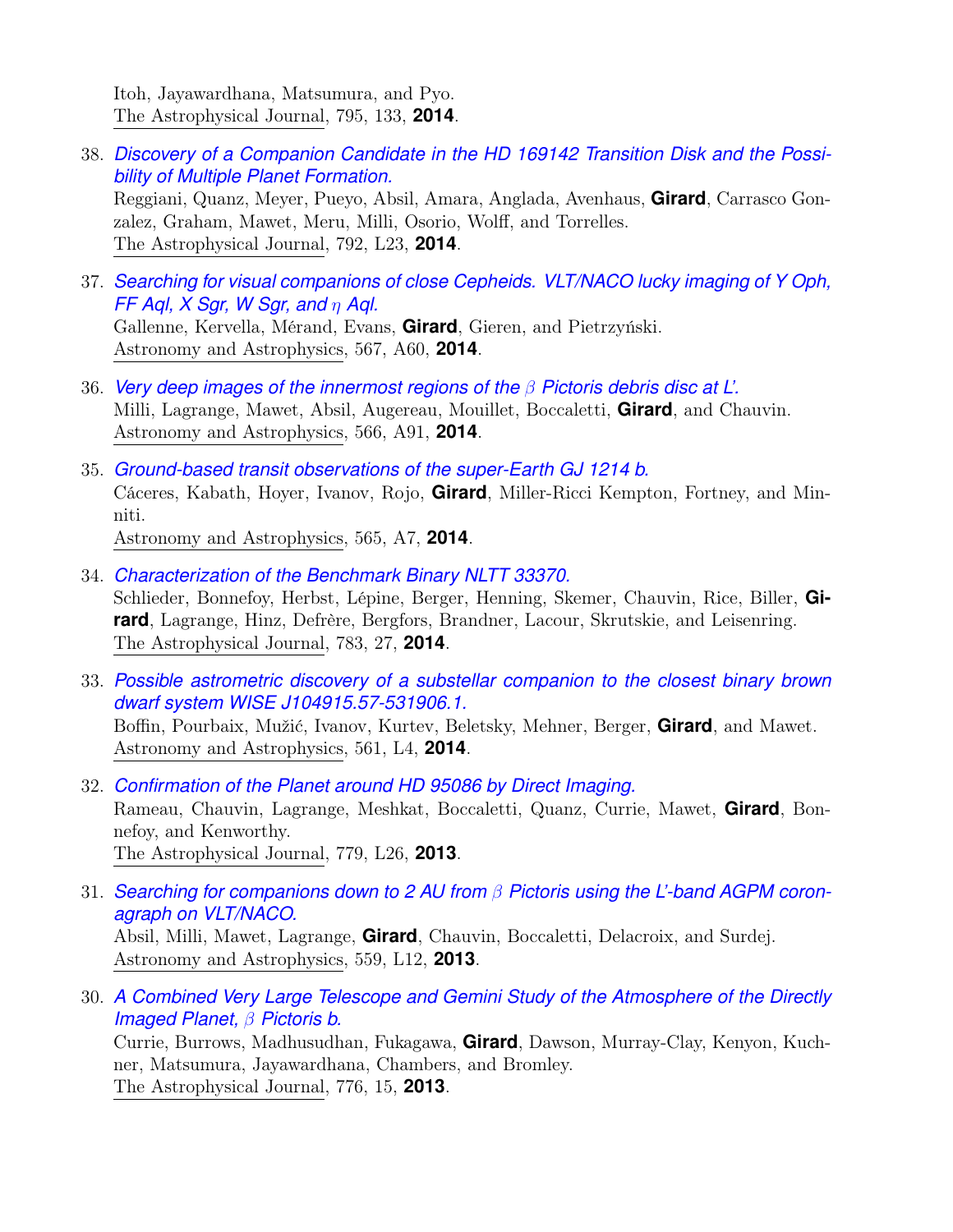Itoh, Jayawardhana, Matsumura, and Pyo.
The Astrophysical Journal, 795, 133, **2014**.

38. *Discovery of a Companion Candidate in the HD 169142 Transition Disk and the Possibility of Multiple Planet Formation.*
Reggiani, Quanz, Meyer, Pueyo, Absil, Amara, Anglada, Avenhaus, **Girard**, Carrasco Gonzalez, Graham, Mawet, Meru, Milli, Osorio, Wolff, and Torrelles.
The Astrophysical Journal, 792, L23, **2014**.

37. *Searching for visual companions of close Cepheids. VLT/NACO lucky imaging of Y Oph, FF Aql, X Sgr, W Sgr, and $\eta$ Aql.*
Gallenne, Kervella, Mérand, Evans, **Girard**, Gieren, and Pietrzyński.
Astronomy and Astrophysics, 567, A60, **2014**.

36. *Very deep images of the innermost regions of the $\beta$ Pictoris debris disc at L'.*
Milli, Lagrange, Mawet, Absil, Augereau, Mouillet, Boccaletti, **Girard**, and Chauvin.
Astronomy and Astrophysics, 566, A91, **2014**.

35. *Ground-based transit observations of the super-Earth GJ 1214 b.*
Cáceres, Kabath, Hoyer, Ivanov, Rojo, **Girard**, Miller-Ricci Kempton, Fortney, and Minniti.
Astronomy and Astrophysics, 565, A7, **2014**.

34. *Characterization of the Benchmark Binary NLTT 33370.*
Schlieder, Bonnefoy, Herbst, Lépine, Berger, Henning, Skemer, Chauvin, Rice, Biller, **Girard**, Lagrange, Hinz, Defrère, Bergfors, Brandner, Lacour, Skrutskie, and Leisenring.
The Astrophysical Journal, 783, 27, **2014**.

33. *Possible astrometric discovery of a substellar companion to the closest binary brown dwarf system WISE J104915.57-531906.1.*
Boffin, Pourbaix, Mužić, Ivanov, Kurtev, Beletsky, Mehner, Berger, **Girard**, and Mawet.
Astronomy and Astrophysics, 561, L4, **2014**.

32. *Confirmation of the Planet around HD 95086 by Direct Imaging.*
Rameau, Chauvin, Lagrange, Meshkat, Boccaletti, Quanz, Currie, Mawet, **Girard**, Bonnefoy, and Kenworthy.
The Astrophysical Journal, 779, L26, **2013**.

31. *Searching for companions down to 2 AU from $\beta$ Pictoris using the L'-band AGPM coronagraph on VLT/NACO.*
Absil, Milli, Mawet, Lagrange, **Girard**, Chauvin, Boccaletti, Delacroix, and Surdej.
Astronomy and Astrophysics, 559, L12, **2013**.

30. *A Combined Very Large Telescope and Gemini Study of the Atmosphere of the Directly Imaged Planet, $\beta$ Pictoris b.*
Currie, Burrows, Madhusudhan, Fukagawa, **Girard**, Dawson, Murray-Clay, Kenyon, Kuchner, Matsumura, Jayawardhana, Chambers, and Bromley.
The Astrophysical Journal, 776, 15, **2013**.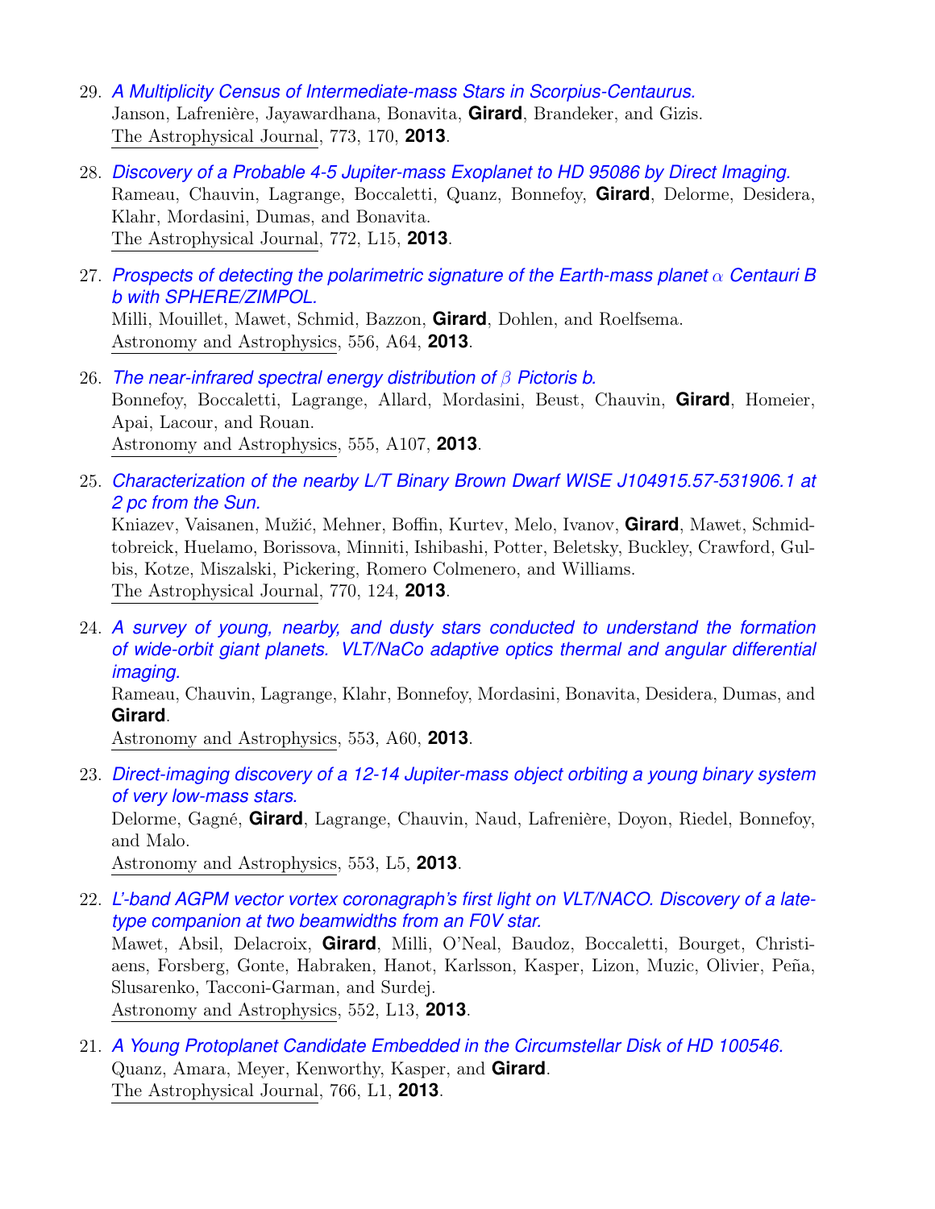29. *A Multiplicity Census of Intermediate-mass Stars in Scorpius-Centaurus.*
Janson, Lafrenière, Jayawardhana, Bonavita, **Girard**, Brandeker, and Gizis.
The Astrophysical Journal, 773, 170, **2013**.

28. *Discovery of a Probable 4-5 Jupiter-mass Exoplanet to HD 95086 by Direct Imaging.*
Rameau, Chauvin, Lagrange, Boccaletti, Quanz, Bonnefoy, **Girard**, Delorme, Desidera, Klahr, Mordasini, Dumas, and Bonavita.
The Astrophysical Journal, 772, L15, **2013**.

27. *Prospects of detecting the polarimetric signature of the Earth-mass planet $\alpha$ Centauri B b with SPHERE/ZIMPOL.*
Milli, Mouillet, Mawet, Schmid, Bazzon, **Girard**, Dohlen, and Roelfsema.
Astronomy and Astrophysics, 556, A64, **2013**.

26. *The near-infrared spectral energy distribution of $\beta$ Pictoris b.*
Bonnefoy, Boccaletti, Lagrange, Allard, Mordasini, Beust, Chauvin, **Girard**, Homeier, Apai, Lacour, and Rouan.
Astronomy and Astrophysics, 555, A107, **2013**.

25. *Characterization of the nearby L/T Binary Brown Dwarf WISE J104915.57-531906.1 at 2 pc from the Sun.*
Kniazev, Vaisanen, Mužić, Mehner, Boffin, Kurtev, Melo, Ivanov, **Girard**, Mawet, Schmidtobreick, Huelamo, Borissova, Minniti, Ishibashi, Potter, Beletsky, Buckley, Crawford, Gulbis, Kotze, Miszalski, Pickering, Romero Colmenero, and Williams.
The Astrophysical Journal, 770, 124, **2013**.

24. *A survey of young, nearby, and dusty stars conducted to understand the formation of wide-orbit giant planets. VLT/NaCo adaptive optics thermal and angular differential imaging.*
Rameau, Chauvin, Lagrange, Klahr, Bonnefoy, Mordasini, Bonavita, Desidera, Dumas, and **Girard**.
Astronomy and Astrophysics, 553, A60, **2013**.

23. *Direct-imaging discovery of a 12-14 Jupiter-mass object orbiting a young binary system of very low-mass stars.*
Delorme, Gagné, **Girard**, Lagrange, Chauvin, Naud, Lafrenière, Doyon, Riedel, Bonnefoy, and Malo.
Astronomy and Astrophysics, 553, L5, **2013**.

22. *L'-band AGPM vector vortex coronagraph's first light on VLT/NACO. Discovery of a late-type companion at two beamwidths from an F0V star.*
Mawet, Absil, Delacroix, **Girard**, Milli, O'Neal, Baudoz, Boccaletti, Bourget, Christiaens, Forsberg, Gonte, Habraken, Hanot, Karlsson, Kasper, Lizon, Muzic, Olivier, Peña, Slusarenko, Tacconi-Garman, and Surdej.
Astronomy and Astrophysics, 552, L13, **2013**.

21. *A Young Protoplanet Candidate Embedded in the Circumstellar Disk of HD 100546.*
Quanz, Amara, Meyer, Kenworthy, Kasper, and **Girard**.
The Astrophysical Journal, 766, L1, **2013**.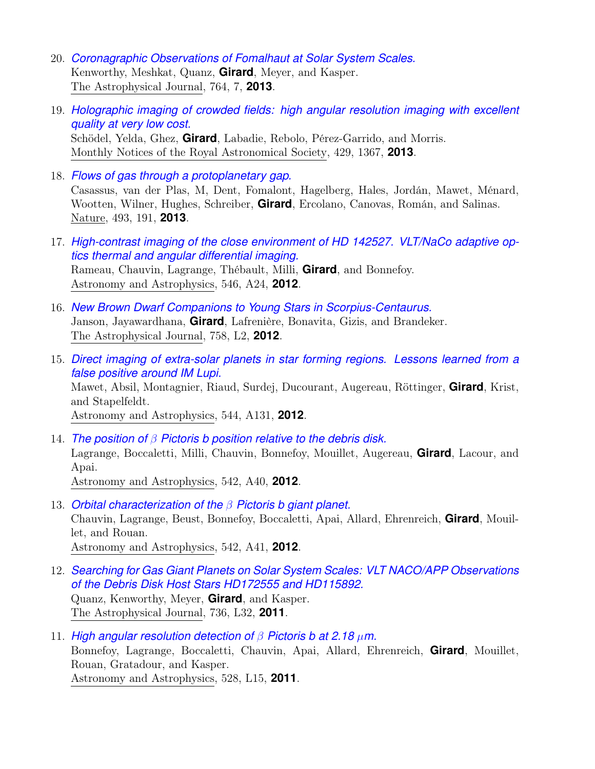20. *Coronagraphic Observations of Fomalhaut at Solar System Scales.*
    Kenworthy, Meshkat, Quanz, **Girard**, Meyer, and Kasper.
    The Astrophysical Journal, 764, 7, **2013**.

19. *Holographic imaging of crowded fields: high angular resolution imaging with excellent quality at very low cost.*
    Schödel, Yelda, Ghez, **Girard**, Labadie, Rebolo, Pérez-Garrido, and Morris.
    Monthly Notices of the Royal Astronomical Society, 429, 1367, **2013**.

18. *Flows of gas through a protoplanetary gap.*
    Casassus, van der Plas, M, Dent, Fomalont, Hagelberg, Hales, Jordán, Mawet, Ménard, Wootten, Wilner, Hughes, Schreiber, **Girard**, Ercolano, Canovas, Román, and Salinas.
    Nature, 493, 191, **2013**.

17. *High-contrast imaging of the close environment of HD 142527. VLT/NaCo adaptive optics thermal and angular differential imaging.*
    Rameau, Chauvin, Lagrange, Thébault, Milli, **Girard**, and Bonnefoy.
    Astronomy and Astrophysics, 546, A24, **2012**.

16. *New Brown Dwarf Companions to Young Stars in Scorpius-Centaurus.*
    Janson, Jayawardhana, **Girard**, Lafrenière, Bonavita, Gizis, and Brandeker.
    The Astrophysical Journal, 758, L2, **2012**.

15. *Direct imaging of extra-solar planets in star forming regions. Lessons learned from a false positive around IM Lupi.*
    Mawet, Absil, Montagnier, Riaud, Surdej, Ducourant, Augereau, Röttinger, **Girard**, Krist, and Stapelfeldt.
    Astronomy and Astrophysics, 544, A131, **2012**.

14. *The position of $\beta$ Pictoris b position relative to the debris disk.*
    Lagrange, Boccaletti, Milli, Chauvin, Bonnefoy, Mouillet, Augereau, **Girard**, Lacour, and Apai.
    Astronomy and Astrophysics, 542, A40, **2012**.

13. *Orbital characterization of the $\beta$ Pictoris b giant planet.*
    Chauvin, Lagrange, Beust, Bonnefoy, Boccaletti, Apai, Allard, Ehrenreich, **Girard**, Mouillet, and Rouan.
    Astronomy and Astrophysics, 542, A41, **2012**.

12. *Searching for Gas Giant Planets on Solar System Scales: VLT NACO/APP Observations of the Debris Disk Host Stars HD172555 and HD115892.*
    Quanz, Kenworthy, Meyer, **Girard**, and Kasper.
    The Astrophysical Journal, 736, L32, **2011**.

11. *High angular resolution detection of $\beta$ Pictoris b at 2.18 $\mu$m.*
    Bonnefoy, Lagrange, Boccaletti, Chauvin, Apai, Allard, Ehrenreich, **Girard**, Mouillet, Rouan, Gratadour, and Kasper.
    Astronomy and Astrophysics, 528, L15, **2011**.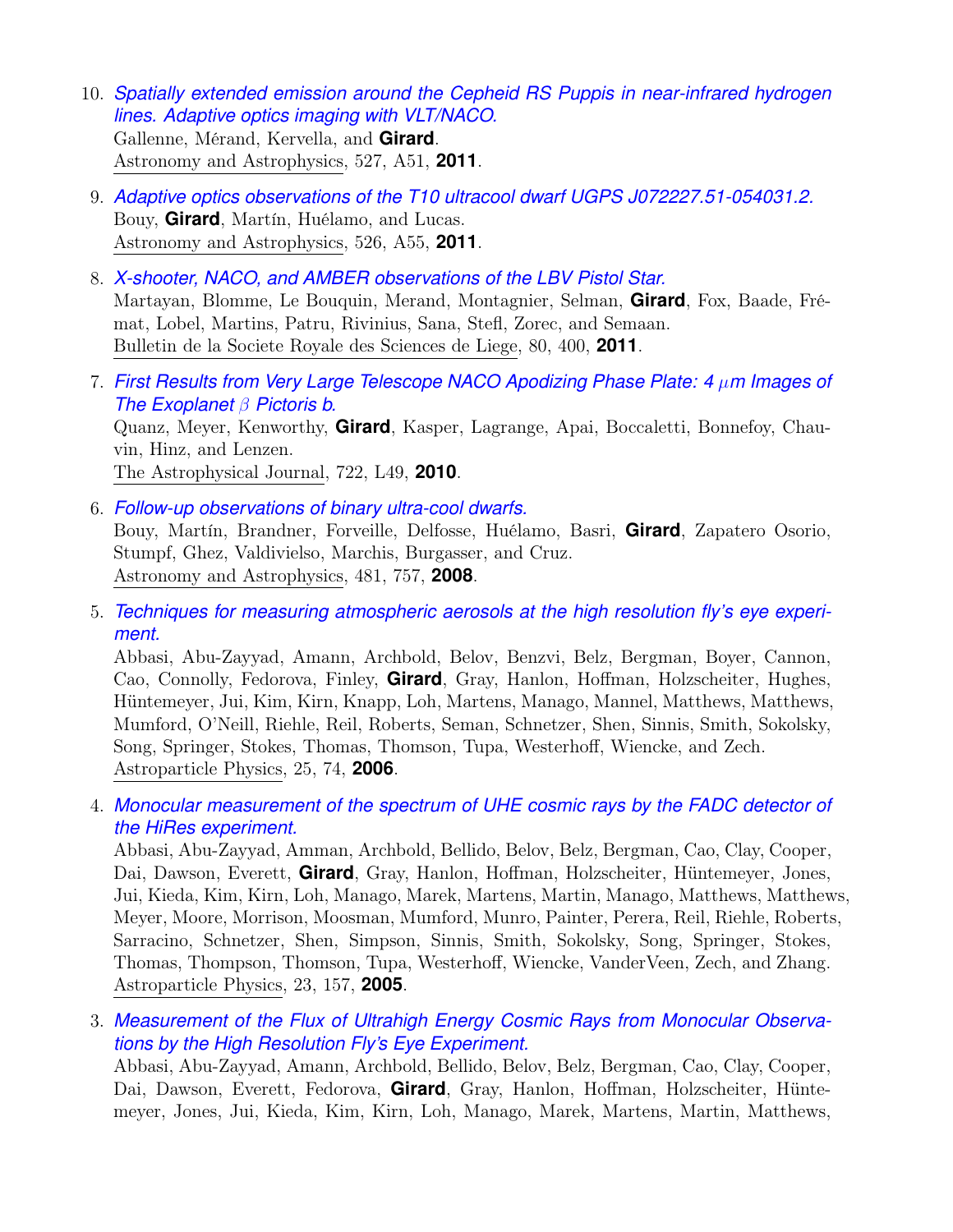10. *Spatially extended emission around the Cepheid RS Puppis in near-infrared hydrogen lines. Adaptive optics imaging with VLT/NACO.*
    Gallenne, Mérand, Kervella, and **Girard**.
    Astronomy and Astrophysics, 527, A51, **2011**.

9. *Adaptive optics observations of the T10 ultracool dwarf UGPS J072227.51-054031.2.*
   Bouy, **Girard**, Martín, Huélamo, and Lucas.
   Astronomy and Astrophysics, 526, A55, **2011**.

8. *X-shooter, NACO, and AMBER observations of the LBV Pistol Star.*
   Martayan, Blomme, Le Bouquin, Merand, Montagnier, Selman, **Girard**, Fox, Baade, Frémat, Lobel, Martins, Patru, Rivinius, Sana, Stefl, Zorec, and Semaan.
   Bulletin de la Societe Royale des Sciences de Liege, 80, 400, **2011**.

7. *First Results from Very Large Telescope NACO Apodizing Phase Plate: 4 $\mu$m Images of The Exoplanet $\beta$ Pictoris b.*
   Quanz, Meyer, Kenworthy, **Girard**, Kasper, Lagrange, Apai, Boccaletti, Bonnefoy, Chauvin, Hinz, and Lenzen.
   The Astrophysical Journal, 722, L49, **2010**.

6. *Follow-up observations of binary ultra-cool dwarfs.*
   Bouy, Martín, Brandner, Forveille, Delfosse, Huélamo, Basri, **Girard**, Zapatero Osorio, Stumpf, Ghez, Valdivielso, Marchis, Burgasser, and Cruz.
   Astronomy and Astrophysics, 481, 757, **2008**.

5. *Techniques for measuring atmospheric aerosols at the high resolution fly's eye experiment.*
   Abbasi, Abu-Zayyad, Amann, Archbold, Belov, Benzvi, Belz, Bergman, Boyer, Cannon, Cao, Connolly, Fedorova, Finley, **Girard**, Gray, Hanlon, Hoffman, Holzscheiter, Hughes, Hüntemeyer, Jui, Kim, Kirn, Knapp, Loh, Martens, Manago, Mannel, Matthews, Matthews, Mumford, O'Neill, Riehle, Reil, Roberts, Seman, Schnetzer, Shen, Sinnis, Smith, Sokolsky, Song, Springer, Stokes, Thomas, Thomson, Tupa, Westerhoff, Wiencke, and Zech.
   Astroparticle Physics, 25, 74, **2006**.

4. *Monocular measurement of the spectrum of UHE cosmic rays by the FADC detector of the HiRes experiment.*
   Abbasi, Abu-Zayyad, Amman, Archbold, Bellido, Belov, Belz, Bergman, Cao, Clay, Cooper, Dai, Dawson, Everett, **Girard**, Gray, Hanlon, Hoffman, Holzscheiter, Hüntemeyer, Jones, Jui, Kieda, Kim, Kirn, Loh, Manago, Marek, Martens, Martin, Manago, Matthews, Matthews, Meyer, Moore, Morrison, Moosman, Mumford, Munro, Painter, Perera, Reil, Riehle, Roberts, Sarracino, Schnetzer, Shen, Simpson, Sinnis, Smith, Sokolsky, Song, Springer, Stokes, Thomas, Thompson, Thomson, Tupa, Westerhoff, Wiencke, VanderVeen, Zech, and Zhang.
   Astroparticle Physics, 23, 157, **2005**.

3. *Measurement of the Flux of Ultrahigh Energy Cosmic Rays from Monocular Observations by the High Resolution Fly's Eye Experiment.*
   Abbasi, Abu-Zayyad, Amann, Archbold, Bellido, Belov, Belz, Bergman, Cao, Clay, Cooper, Dai, Dawson, Everett, Fedorova, **Girard**, Gray, Hanlon, Hoffman, Holzscheiter, Hüntemeyer, Jones, Jui, Kieda, Kim, Kirn, Loh, Manago, Marek, Martens, Martin, Matthews,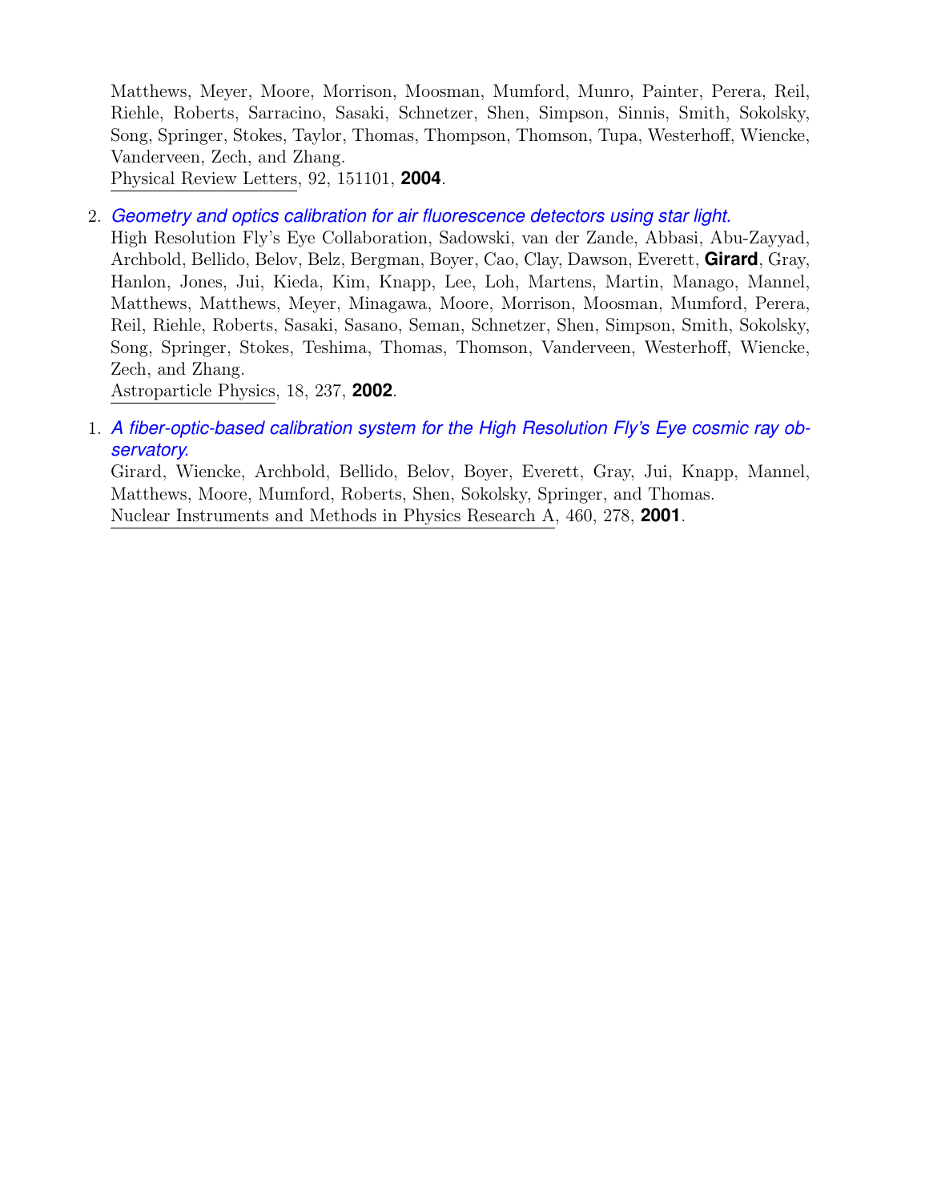Matthews, Meyer, Moore, Morrison, Moosman, Mumford, Munro, Painter, Perera, Reil, Riehle, Roberts, Sarracino, Sasaki, Schnetzer, Shen, Simpson, Sinnis, Smith, Sokolsky, Song, Springer, Stokes, Taylor, Thomas, Thompson, Thomson, Tupa, Westerhoff, Wiencke, Vanderveen, Zech, and Zhang.
Physical Review Letters, 92, 151101, **2004**.

2. *Geometry and optics calibration for air fluorescence detectors using star light.*
   High Resolution Fly's Eye Collaboration, Sadowski, van der Zande, Abbasi, Abu-Zayyad, Archbold, Bellido, Belov, Belz, Bergman, Boyer, Cao, Clay, Dawson, Everett, **Girard**, Gray, Hanlon, Jones, Jui, Kieda, Kim, Knapp, Lee, Loh, Martens, Martin, Manago, Mannel, Matthews, Matthews, Meyer, Minagawa, Moore, Morrison, Moosman, Mumford, Perera, Reil, Riehle, Roberts, Sasaki, Sasano, Seman, Schnetzer, Shen, Simpson, Smith, Sokolsky, Song, Springer, Stokes, Teshima, Thomas, Thomson, Vanderveen, Westerhoff, Wiencke, Zech, and Zhang.
   Astroparticle Physics, 18, 237, **2002**.

1. *A fiber-optic-based calibration system for the High Resolution Fly's Eye cosmic ray observatory.*
   Girard, Wiencke, Archbold, Bellido, Belov, Boyer, Everett, Gray, Jui, Knapp, Mannel, Matthews, Moore, Mumford, Roberts, Shen, Sokolsky, Springer, and Thomas.
   Nuclear Instruments and Methods in Physics Research A, 460, 278, **2001**.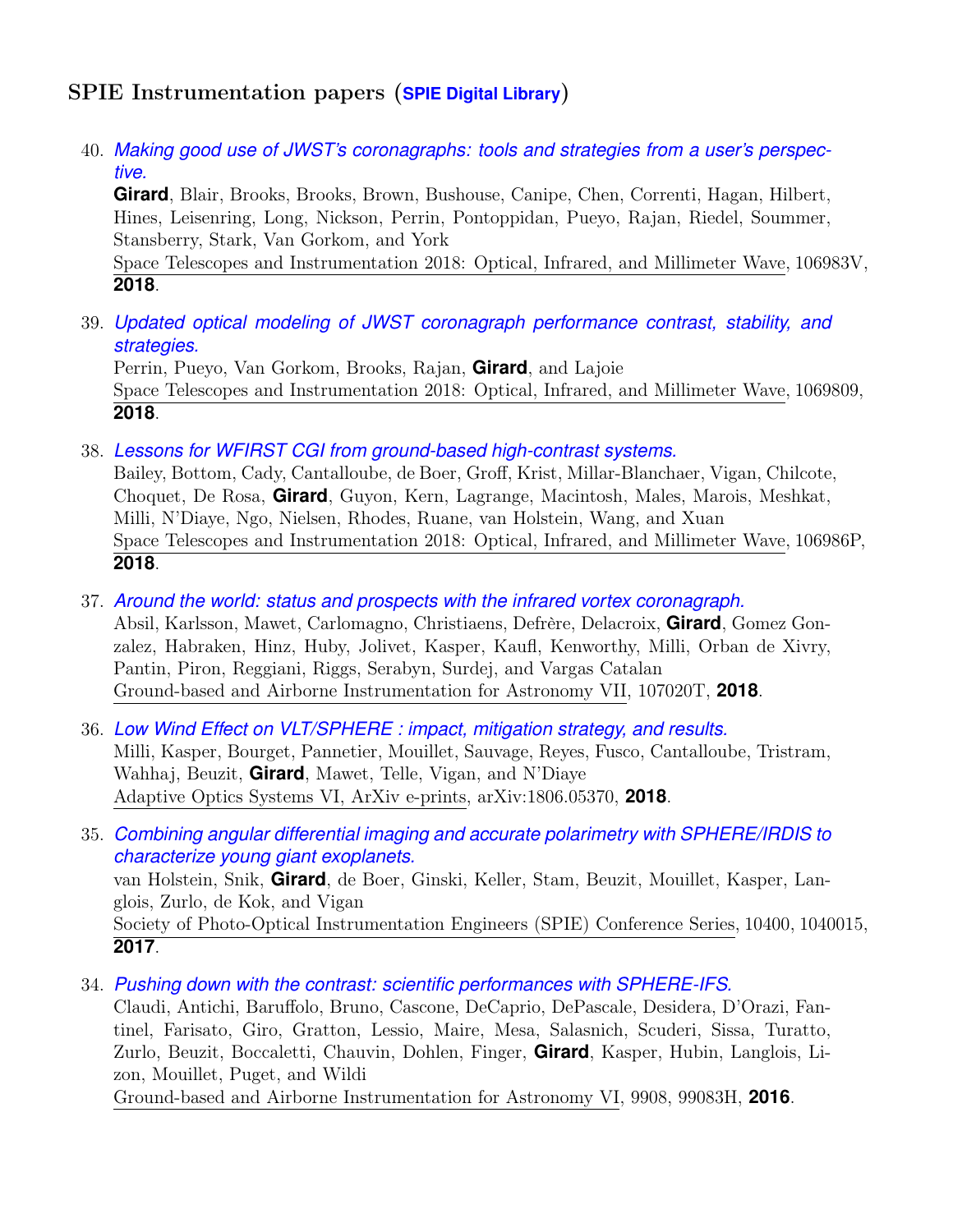## SPIE Instrumentation papers (SPIE Digital Library)

40. *Making good use of JWST's coronagraphs: tools and strategies from a user's perspective.*
**Girard**, Blair, Brooks, Brooks, Brown, Bushouse, Canipe, Chen, Correnti, Hagan, Hilbert, Hines, Leisenring, Long, Nickson, Perrin, Pontoppidan, Pueyo, Rajan, Riedel, Soummer, Stansberry, Stark, Van Gorkom, and York
Space Telescopes and Instrumentation 2018: Optical, Infrared, and Millimeter Wave, 106983V, **2018**.

39. *Updated optical modeling of JWST coronagraph performance contrast, stability, and strategies.*
Perrin, Pueyo, Van Gorkom, Brooks, Rajan, **Girard**, and Lajoie
Space Telescopes and Instrumentation 2018: Optical, Infrared, and Millimeter Wave, 1069809, **2018**.

38. *Lessons for WFIRST CGI from ground-based high-contrast systems.*
Bailey, Bottom, Cady, Cantalloube, de Boer, Groff, Krist, Millar-Blanchaer, Vigan, Chilcote, Choquet, De Rosa, **Girard**, Guyon, Kern, Lagrange, Macintosh, Males, Marois, Meshkat, Milli, N'Diaye, Ngo, Nielsen, Rhodes, Ruane, van Holstein, Wang, and Xuan
Space Telescopes and Instrumentation 2018: Optical, Infrared, and Millimeter Wave, 106986P, **2018**.

37. *Around the world: status and prospects with the infrared vortex coronagraph.*
Absil, Karlsson, Mawet, Carlomagno, Christiaens, Defrère, Delacroix, **Girard**, Gomez Gonzalez, Habraken, Hinz, Huby, Jolivet, Kasper, Kaufl, Kenworthy, Milli, Orban de Xivry, Pantin, Piron, Reggiani, Riggs, Serabyn, Surdej, and Vargas Catalan
Ground-based and Airborne Instrumentation for Astronomy VII, 107020T, **2018**.

36. *Low Wind Effect on VLT/SPHERE : impact, mitigation strategy, and results.*
Milli, Kasper, Bourget, Pannetier, Mouillet, Sauvage, Reyes, Fusco, Cantalloube, Tristram, Wahhaj, Beuzit, **Girard**, Mawet, Telle, Vigan, and N'Diaye
Adaptive Optics Systems VI, ArXiv e-prints, arXiv:1806.05370, **2018**.

35. *Combining angular differential imaging and accurate polarimetry with SPHERE/IRDIS to characterize young giant exoplanets.*
van Holstein, Snik, **Girard**, de Boer, Ginski, Keller, Stam, Beuzit, Mouillet, Kasper, Langlois, Zurlo, de Kok, and Vigan
Society of Photo-Optical Instrumentation Engineers (SPIE) Conference Series, 10400, 1040015, **2017**.

34. *Pushing down with the contrast: scientific performances with SPHERE-IFS.*
Claudi, Antichi, Baruffolo, Bruno, Cascone, DeCaprio, DePascale, Desidera, D'Orazi, Fantinel, Farisato, Giro, Gratton, Lessio, Maire, Mesa, Salasnich, Scuderi, Sissa, Turatto, Zurlo, Beuzit, Boccaletti, Chauvin, Dohlen, Finger, **Girard**, Kasper, Hubin, Langlois, Lizon, Mouillet, Puget, and Wildi
Ground-based and Airborne Instrumentation for Astronomy VI, 9908, 99083H, **2016**.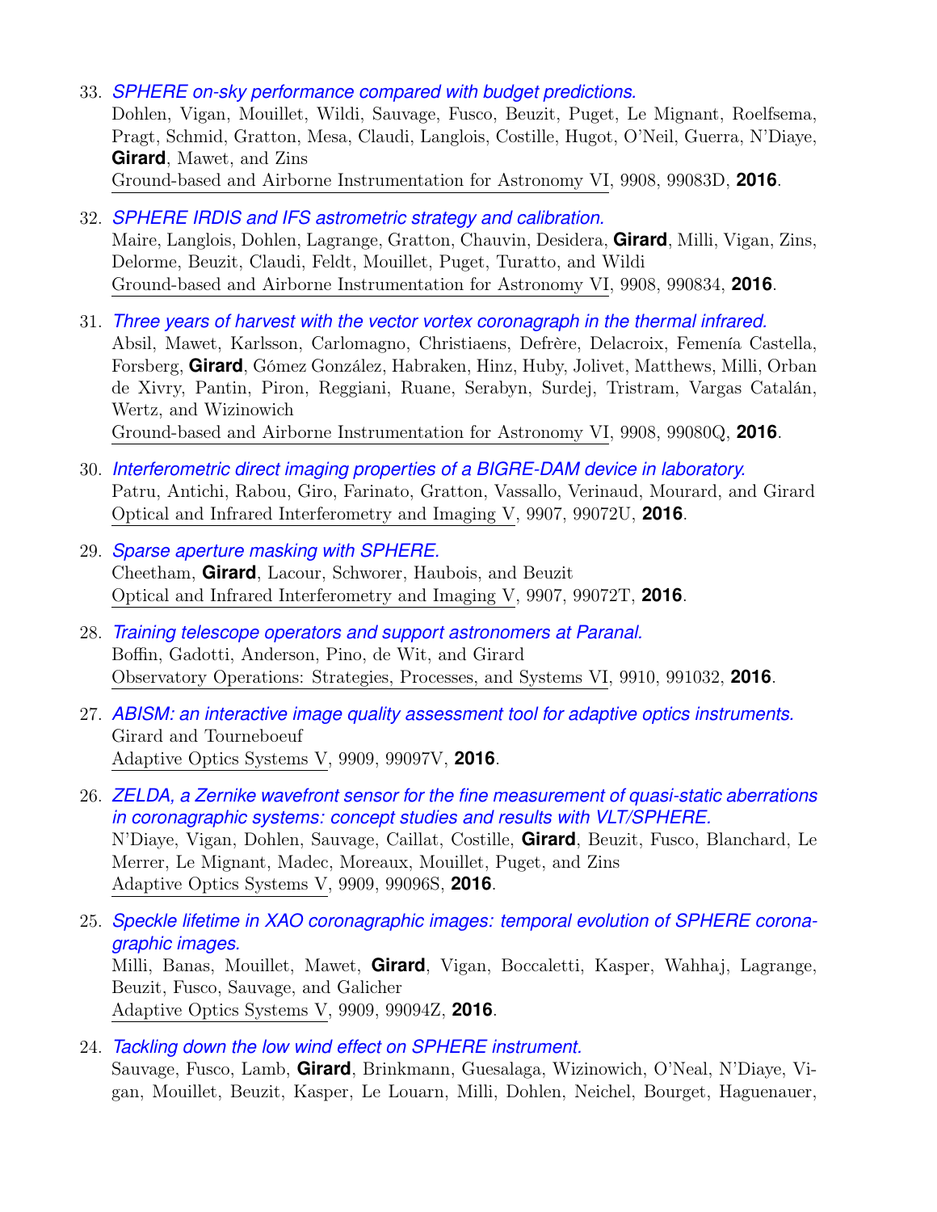33. *SPHERE on-sky performance compared with budget predictions.*
    Dohlen, Vigan, Mouillet, Wildi, Sauvage, Fusco, Beuzit, Puget, Le Mignant, Roelfsema, Pragt, Schmid, Gratton, Mesa, Claudi, Langlois, Costille, Hugot, O'Neil, Guerra, N'Diaye, **Girard**, Mawet, and Zins
    Ground-based and Airborne Instrumentation for Astronomy VI, 9908, 99083D, **2016**.

32. *SPHERE IRDIS and IFS astrometric strategy and calibration.*
    Maire, Langlois, Dohlen, Lagrange, Gratton, Chauvin, Desidera, **Girard**, Milli, Vigan, Zins, Delorme, Beuzit, Claudi, Feldt, Mouillet, Puget, Turatto, and Wildi
    Ground-based and Airborne Instrumentation for Astronomy VI, 9908, 990834, **2016**.

31. *Three years of harvest with the vector vortex coronagraph in the thermal infrared.*
    Absil, Mawet, Karlsson, Carlomagno, Christiaens, Defrère, Delacroix, Femenía Castella, Forsberg, **Girard**, Gómez González, Habraken, Hinz, Huby, Jolivet, Matthews, Milli, Orban de Xivry, Pantin, Piron, Reggiani, Ruane, Serabyn, Surdej, Tristram, Vargas Catalán, Wertz, and Wizinowich
    Ground-based and Airborne Instrumentation for Astronomy VI, 9908, 99080Q, **2016**.

30. *Interferometric direct imaging properties of a BIGRE-DAM device in laboratory.*
    Patru, Antichi, Rabou, Giro, Farinato, Gratton, Vassallo, Verinaud, Mourard, and Girard
    Optical and Infrared Interferometry and Imaging V, 9907, 99072U, **2016**.

29. *Sparse aperture masking with SPHERE.*
    Cheetham, **Girard**, Lacour, Schworer, Haubois, and Beuzit
    Optical and Infrared Interferometry and Imaging V, 9907, 99072T, **2016**.

28. *Training telescope operators and support astronomers at Paranal.*
    Boffin, Gadotti, Anderson, Pino, de Wit, and Girard
    Observatory Operations: Strategies, Processes, and Systems VI, 9910, 991032, **2016**.

27. *ABISM: an interactive image quality assessment tool for adaptive optics instruments.*
    Girard and Tourneboeuf
    Adaptive Optics Systems V, 9909, 99097V, **2016**.

26. *ZELDA, a Zernike wavefront sensor for the fine measurement of quasi-static aberrations in coronagraphic systems: concept studies and results with VLT/SPHERE.*
    N'Diaye, Vigan, Dohlen, Sauvage, Caillat, Costille, **Girard**, Beuzit, Fusco, Blanchard, Le Merrer, Le Mignant, Madec, Moreaux, Mouillet, Puget, and Zins
    Adaptive Optics Systems V, 9909, 99096S, **2016**.

25. *Speckle lifetime in XAO coronagraphic images: temporal evolution of SPHERE coronagraphic images.*
    Milli, Banas, Mouillet, Mawet, **Girard**, Vigan, Boccaletti, Kasper, Wahhaj, Lagrange, Beuzit, Fusco, Sauvage, and Galicher
    Adaptive Optics Systems V, 9909, 99094Z, **2016**.

24. *Tackling down the low wind effect on SPHERE instrument.*
    Sauvage, Fusco, Lamb, **Girard**, Brinkmann, Guesalaga, Wizinowich, O'Neal, N'Diaye, Vigan, Mouillet, Beuzit, Kasper, Le Louarn, Milli, Dohlen, Neichel, Bourget, Haguenauer,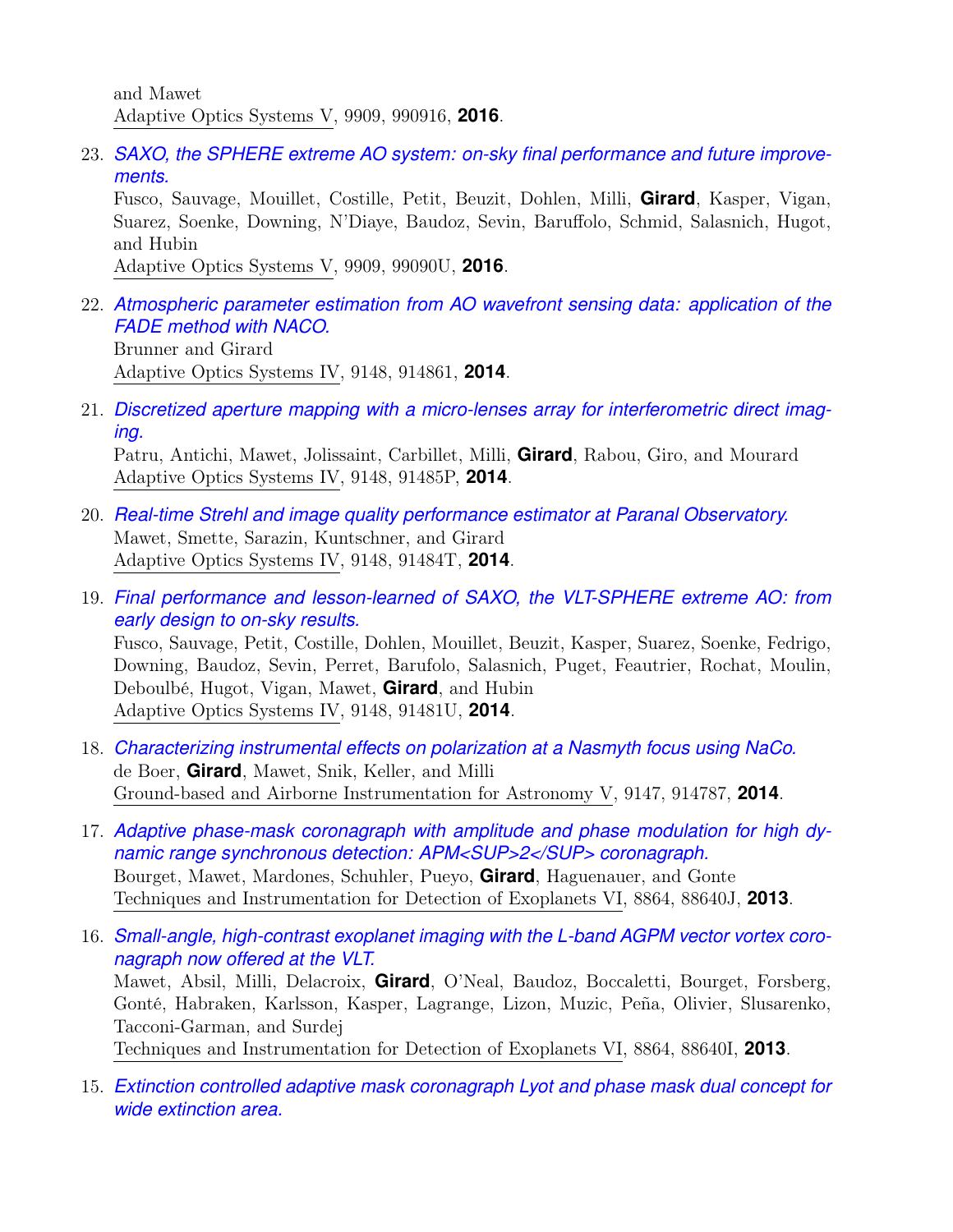and Mawet
Adaptive Optics Systems V, 9909, 990916, **2016**.

23. *SAXO, the SPHERE extreme AO system: on-sky final performance and future improvements.*
Fusco, Sauvage, Mouillet, Costille, Petit, Beuzit, Dohlen, Milli, **Girard**, Kasper, Vigan, Suarez, Soenke, Downing, N'Diaye, Baudoz, Sevin, Baruffolo, Schmid, Salasnich, Hugot, and Hubin
Adaptive Optics Systems V, 9909, 99090U, **2016**.

22. *Atmospheric parameter estimation from AO wavefront sensing data: application of the FADE method with NACO.*
Brunner and Girard
Adaptive Optics Systems IV, 9148, 914861, **2014**.

21. *Discretized aperture mapping with a micro-lenses array for interferometric direct imaging.*
Patru, Antichi, Mawet, Jolissaint, Carbillet, Milli, **Girard**, Rabou, Giro, and Mourard
Adaptive Optics Systems IV, 9148, 91485P, **2014**.

20. *Real-time Strehl and image quality performance estimator at Paranal Observatory.*
Mawet, Smette, Sarazin, Kuntschner, and Girard
Adaptive Optics Systems IV, 9148, 91484T, **2014**.

19. *Final performance and lesson-learned of SAXO, the VLT-SPHERE extreme AO: from early design to on-sky results.*
Fusco, Sauvage, Petit, Costille, Dohlen, Mouillet, Beuzit, Kasper, Suarez, Soenke, Fedrigo, Downing, Baudoz, Sevin, Perret, Barufolo, Salasnich, Puget, Feautrier, Rochat, Moulin, Deboulbé, Hugot, Vigan, Mawet, **Girard**, and Hubin
Adaptive Optics Systems IV, 9148, 91481U, **2014**.

18. *Characterizing instrumental effects on polarization at a Nasmyth focus using NaCo.*
de Boer, **Girard**, Mawet, Snik, Keller, and Milli
Ground-based and Airborne Instrumentation for Astronomy V, 9147, 914787, **2014**.

17. *Adaptive phase-mask coronagraph with amplitude and phase modulation for high dynamic range synchronous detection: APM<SUP>2</SUP> coronagraph.*
Bourget, Mawet, Mardones, Schuhler, Pueyo, **Girard**, Haguenauer, and Gonte
Techniques and Instrumentation for Detection of Exoplanets VI, 8864, 88640J, **2013**.

16. *Small-angle, high-contrast exoplanet imaging with the L-band AGPM vector vortex coronagraph now offered at the VLT.*
Mawet, Absil, Milli, Delacroix, **Girard**, O'Neal, Baudoz, Boccaletti, Bourget, Forsberg, Gonté, Habraken, Karlsson, Kasper, Lagrange, Lizon, Muzic, Peña, Olivier, Slusarenko, Tacconi-Garman, and Surdej
Techniques and Instrumentation for Detection of Exoplanets VI, 8864, 88640I, **2013**.

15. *Extinction controlled adaptive mask coronagraph Lyot and phase mask dual concept for wide extinction area.*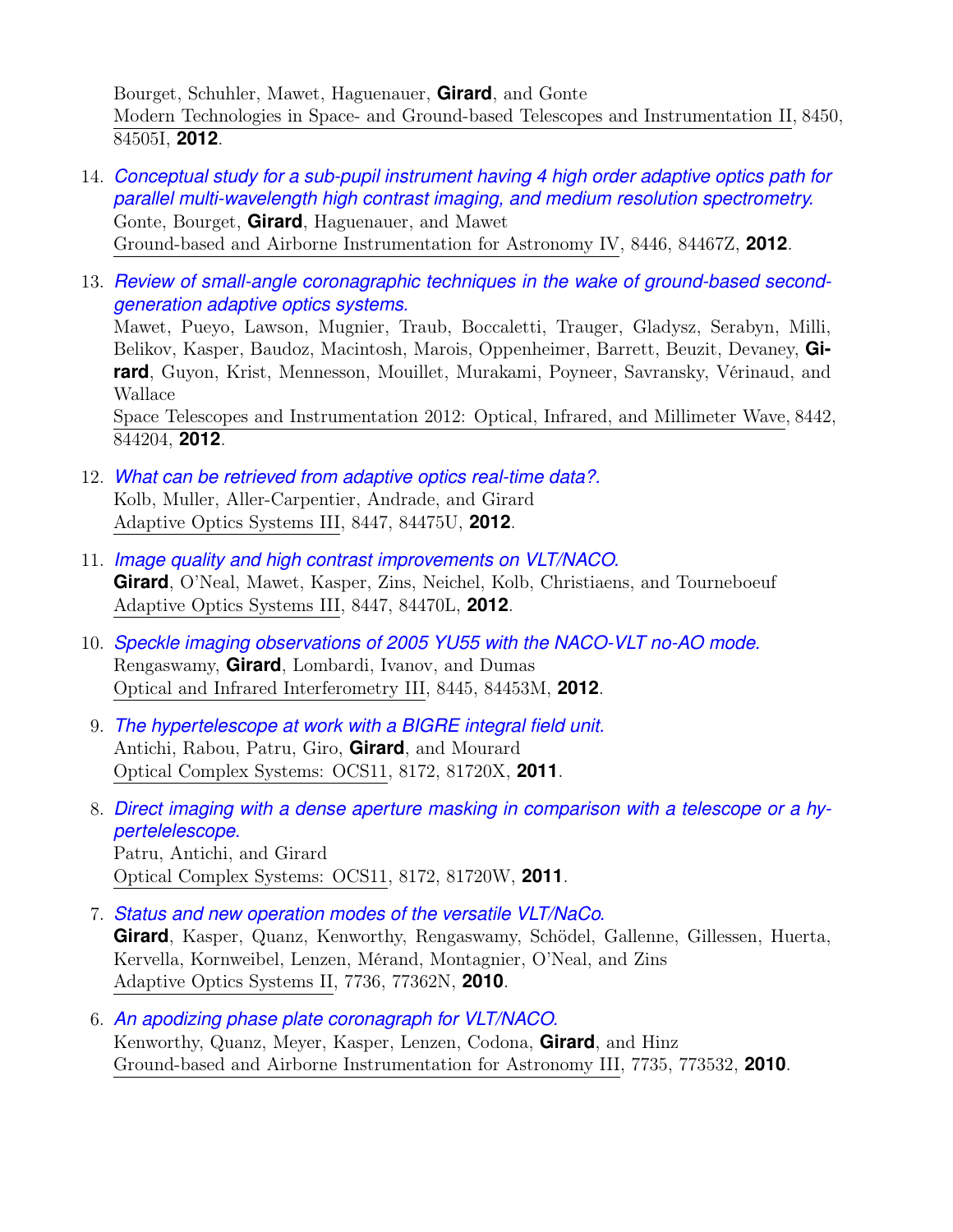Bourget, Schuhler, Mawet, Haguenauer, **Girard**, and Gonte
Modern Technologies in Space- and Ground-based Telescopes and Instrumentation II, 8450, 84505I, **2012**.

14. *Conceptual study for a sub-pupil instrument having 4 high order adaptive optics path for parallel multi-wavelength high contrast imaging, and medium resolution spectrometry.*
Gonte, Bourget, **Girard**, Haguenauer, and Mawet
Ground-based and Airborne Instrumentation for Astronomy IV, 8446, 84467Z, **2012**.

13. *Review of small-angle coronagraphic techniques in the wake of ground-based second-generation adaptive optics systems.*
Mawet, Pueyo, Lawson, Mugnier, Traub, Boccaletti, Trauger, Gladysz, Serabyn, Milli, Belikov, Kasper, Baudoz, Macintosh, Marois, Oppenheimer, Barrett, Beuzit, Devaney, **Girard**, Guyon, Krist, Mennesson, Mouillet, Murakami, Poyneer, Savransky, Vérinaud, and Wallace
Space Telescopes and Instrumentation 2012: Optical, Infrared, and Millimeter Wave, 8442, 844204, **2012**.

12. *What can be retrieved from adaptive optics real-time data?.*
Kolb, Muller, Aller-Carpentier, Andrade, and Girard
Adaptive Optics Systems III, 8447, 84475U, **2012**.

11. *Image quality and high contrast improvements on VLT/NACO.*
**Girard**, O'Neal, Mawet, Kasper, Zins, Neichel, Kolb, Christiaens, and Tourneboeuf
Adaptive Optics Systems III, 8447, 84470L, **2012**.

10. *Speckle imaging observations of 2005 YU55 with the NACO-VLT no-AO mode.*
Rengaswamy, **Girard**, Lombardi, Ivanov, and Dumas
Optical and Infrared Interferometry III, 8445, 84453M, **2012**.

9. *The hypertelescope at work with a BIGRE integral field unit.*
Antichi, Rabou, Patru, Giro, **Girard**, and Mourard
Optical Complex Systems: OCS11, 8172, 81720X, **2011**.

8. *Direct imaging with a dense aperture masking in comparison with a telescope or a hypertelelescope.*
Patru, Antichi, and Girard
Optical Complex Systems: OCS11, 8172, 81720W, **2011**.

7. *Status and new operation modes of the versatile VLT/NaCo.*
**Girard**, Kasper, Quanz, Kenworthy, Rengaswamy, Schödel, Gallenne, Gillessen, Huerta, Kervella, Kornweibel, Lenzen, Mérand, Montagnier, O'Neal, and Zins
Adaptive Optics Systems II, 7736, 77362N, **2010**.

6. *An apodizing phase plate coronagraph for VLT/NACO.*
Kenworthy, Quanz, Meyer, Kasper, Lenzen, Codona, **Girard**, and Hinz
Ground-based and Airborne Instrumentation for Astronomy III, 7735, 773532, **2010**.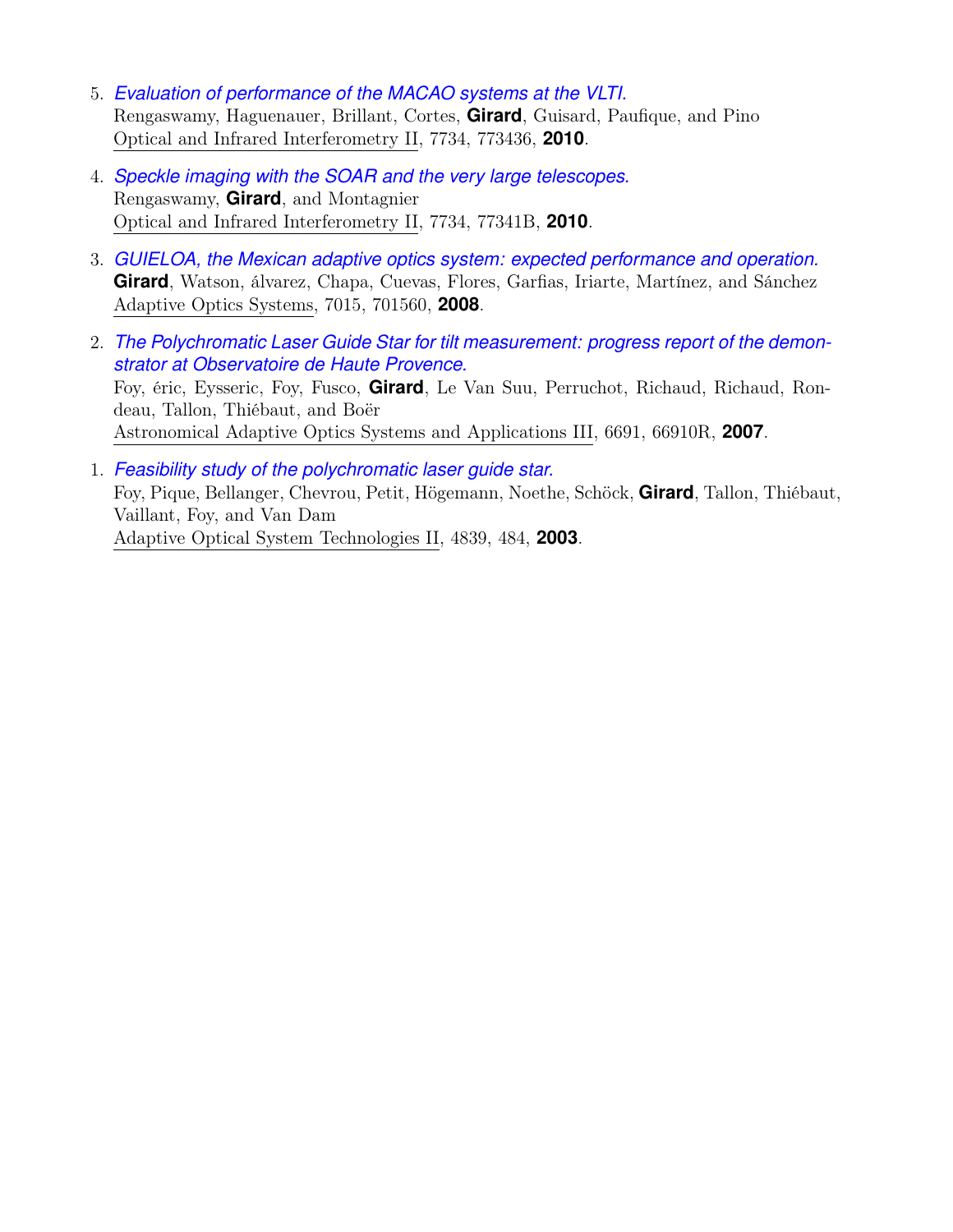5. *Evaluation of performance of the MACAO systems at the VLTI.*
   Rengaswamy, Haguenauer, Brillant, Cortes, **Girard**, Guisard, Paufique, and Pino
   Optical and Infrared Interferometry II, 7734, 773436, **2010**.

4. *Speckle imaging with the SOAR and the very large telescopes.*
   Rengaswamy, **Girard**, and Montagnier
   Optical and Infrared Interferometry II, 7734, 77341B, **2010**.

3. *GUIELOA, the Mexican adaptive optics system: expected performance and operation.*
   **Girard**, Watson, álvarez, Chapa, Cuevas, Flores, Garfias, Iriarte, Martínez, and Sánchez
   Adaptive Optics Systems, 7015, 701560, **2008**.

2. *The Polychromatic Laser Guide Star for tilt measurement: progress report of the demonstrator at Observatoire de Haute Provence.*
   Foy, éric, Eysseric, Foy, Fusco, **Girard**, Le Van Suu, Perruchot, Richaud, Richaud, Rondeau, Tallon, Thiébaut, and Boër
   Astronomical Adaptive Optics Systems and Applications III, 6691, 66910R, **2007**.

1. *Feasibility study of the polychromatic laser guide star.*
   Foy, Pique, Bellanger, Chevrou, Petit, Högemann, Noethe, Schöck, **Girard**, Tallon, Thiébaut, Vaillant, Foy, and Van Dam
   Adaptive Optical System Technologies II, 4839, 484, **2003**.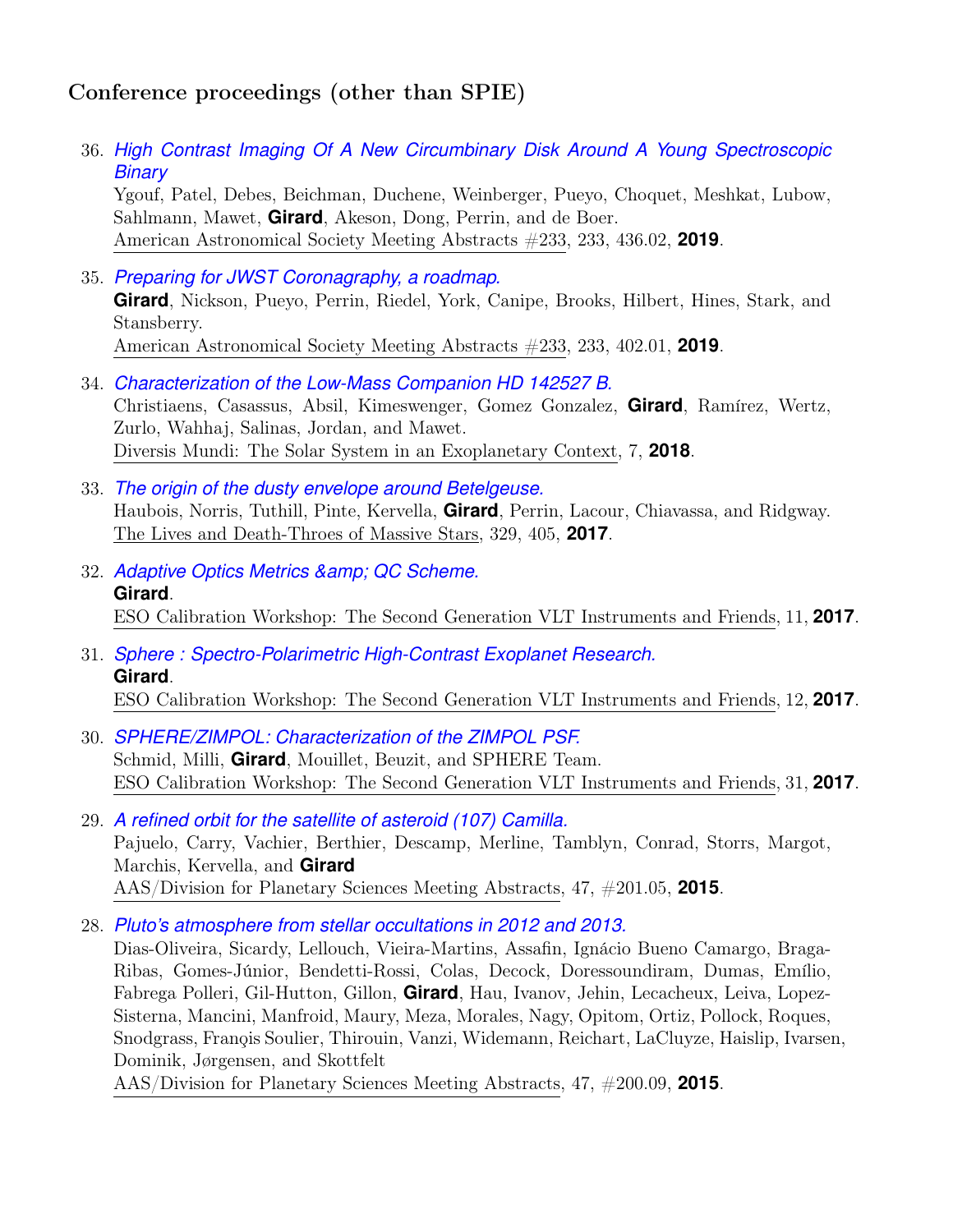### Conference proceedings (other than SPIE)

36. *High Contrast Imaging Of A New Circumbinary Disk Around A Young Spectroscopic Binary*
 Ygouf, Patel, Debes, Beichman, Duchene, Weinberger, Pueyo, Choquet, Meshkat, Lubow, Sahlmann, Mawet, **Girard**, Akeson, Dong, Perrin, and de Boer.
 American Astronomical Society Meeting Abstracts #233, 233, 436.02, **2019**.

35. *Preparing for JWST Coronagraphy, a roadmap.*
 **Girard**, Nickson, Pueyo, Perrin, Riedel, York, Canipe, Brooks, Hilbert, Hines, Stark, and Stansberry.
 American Astronomical Society Meeting Abstracts #233, 233, 402.01, **2019**.

34. *Characterization of the Low-Mass Companion HD 142527 B.*
 Christiaens, Casassus, Absil, Kimeswenger, Gomez Gonzalez, **Girard**, Ramírez, Wertz, Zurlo, Wahhaj, Salinas, Jordan, and Mawet.
 Diversis Mundi: The Solar System in an Exoplanetary Context, 7, **2018**.

33. *The origin of the dusty envelope around Betelgeuse.*
 Haubois, Norris, Tuthill, Pinte, Kervella, **Girard**, Perrin, Lacour, Chiavassa, and Ridgway.
 The Lives and Death-Throes of Massive Stars, 329, 405, **2017**.

32. *Adaptive Optics Metrics &amp; QC Scheme.*
 **Girard**.
 ESO Calibration Workshop: The Second Generation VLT Instruments and Friends, 11, **2017**.

31. *Sphere : Spectro-Polarimetric High-Contrast Exoplanet Research.*
 **Girard**.
 ESO Calibration Workshop: The Second Generation VLT Instruments and Friends, 12, **2017**.

30. *SPHERE/ZIMPOL: Characterization of the ZIMPOL PSF.*
 Schmid, Milli, **Girard**, Mouillet, Beuzit, and SPHERE Team.
 ESO Calibration Workshop: The Second Generation VLT Instruments and Friends, 31, **2017**.

29. *A refined orbit for the satellite of asteroid (107) Camilla.*
 Pajuelo, Carry, Vachier, Berthier, Descamp, Merline, Tamblyn, Conrad, Storrs, Margot, Marchis, Kervella, and **Girard**
 AAS/Division for Planetary Sciences Meeting Abstracts, 47, #201.05, **2015**.

28. *Pluto's atmosphere from stellar occultations in 2012 and 2013.*
 Dias-Oliveira, Sicardy, Lellouch, Vieira-Martins, Assafin, Ignácio Bueno Camargo, Braga-Ribas, Gomes-Júnior, Bendetti-Rossi, Colas, Decock, Doressoundiram, Dumas, Emílio, Fabrega Polleri, Gil-Hutton, Gillon, **Girard**, Hau, Ivanov, Jehin, Lecacheux, Leiva, Lopez-Sisterna, Mancini, Manfroid, Maury, Meza, Morales, Nagy, Opitom, Ortiz, Pollock, Roques, Snodgrass, Franạis Soulier, Thirouin, Vanzi, Widemann, Reichart, LaCluyze, Haislip, Ivarsen, Dominik, Jørgensen, and Skottfelt
 AAS/Division for Planetary Sciences Meeting Abstracts, 47, #200.09, **2015**.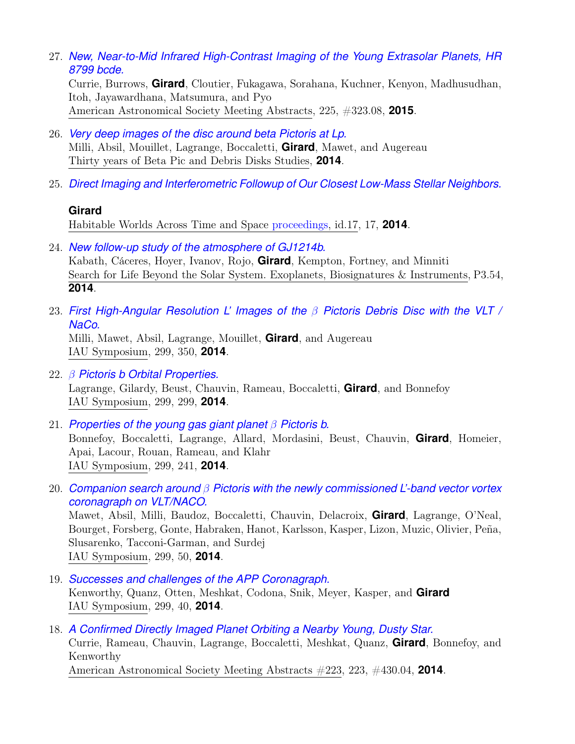27. *New, Near-to-Mid Infrared High-Contrast Imaging of the Young Extrasolar Planets, HR 8799 bcde.*
    Currie, Burrows, **Girard**, Cloutier, Fukagawa, Sorahana, Kuchner, Kenyon, Madhusudhan, Itoh, Jayawardhana, Matsumura, and Pyo
    American Astronomical Society Meeting Abstracts, 225, #323.08, **2015**.

26. *Very deep images of the disc around beta Pictoris at Lp.*
    Milli, Absil, Mouillet, Lagrange, Boccaletti, **Girard**, Mawet, and Augereau
    Thirty years of Beta Pic and Debris Disks Studies, **2014**.

25. *Direct Imaging and Interferometric Followup of Our Closest Low-Mass Stellar Neighbors.*

    **Girard**
    Habitable Worlds Across Time and Space proceedings, id.17, 17, **2014**.

24. *New follow-up study of the atmosphere of GJ1214b.*
    Kabath, Cáceres, Hoyer, Ivanov, Rojo, **Girard**, Kempton, Fortney, and Minniti
    Search for Life Beyond the Solar System. Exoplanets, Biosignatures & Instruments, P3.54, **2014**.

23. *First High-Angular Resolution L' Images of the $\beta$ Pictoris Debris Disc with the VLT / NaCo.*
    Milli, Mawet, Absil, Lagrange, Mouillet, **Girard**, and Augereau
    IAU Symposium, 299, 350, **2014**.

22. *$\beta$ Pictoris b Orbital Properties.*
    Lagrange, Gilardy, Beust, Chauvin, Rameau, Boccaletti, **Girard**, and Bonnefoy
    IAU Symposium, 299, 299, **2014**.

21. *Properties of the young gas giant planet $\beta$ Pictoris b.*
    Bonnefoy, Boccaletti, Lagrange, Allard, Mordasini, Beust, Chauvin, **Girard**, Homeier, Apai, Lacour, Rouan, Rameau, and Klahr
    IAU Symposium, 299, 241, **2014**.

20. *Companion search around $\beta$ Pictoris with the newly commissioned L'-band vector vortex coronagraph on VLT/NACO.*
    Mawet, Absil, Milli, Baudoz, Boccaletti, Chauvin, Delacroix, **Girard**, Lagrange, O'Neal, Bourget, Forsberg, Gonte, Habraken, Hanot, Karlsson, Kasper, Lizon, Muzic, Olivier, Peña, Slusarenko, Tacconi-Garman, and Surdej
    IAU Symposium, 299, 50, **2014**.

19. *Successes and challenges of the APP Coronagraph.*
    Kenworthy, Quanz, Otten, Meshkat, Codona, Snik, Meyer, Kasper, and **Girard**
    IAU Symposium, 299, 40, **2014**.

18. *A Confirmed Directly Imaged Planet Orbiting a Nearby Young, Dusty Star.*
    Currie, Rameau, Chauvin, Lagrange, Boccaletti, Meshkat, Quanz, **Girard**, Bonnefoy, and Kenworthy
    American Astronomical Society Meeting Abstracts #223, 223, #430.04, **2014**.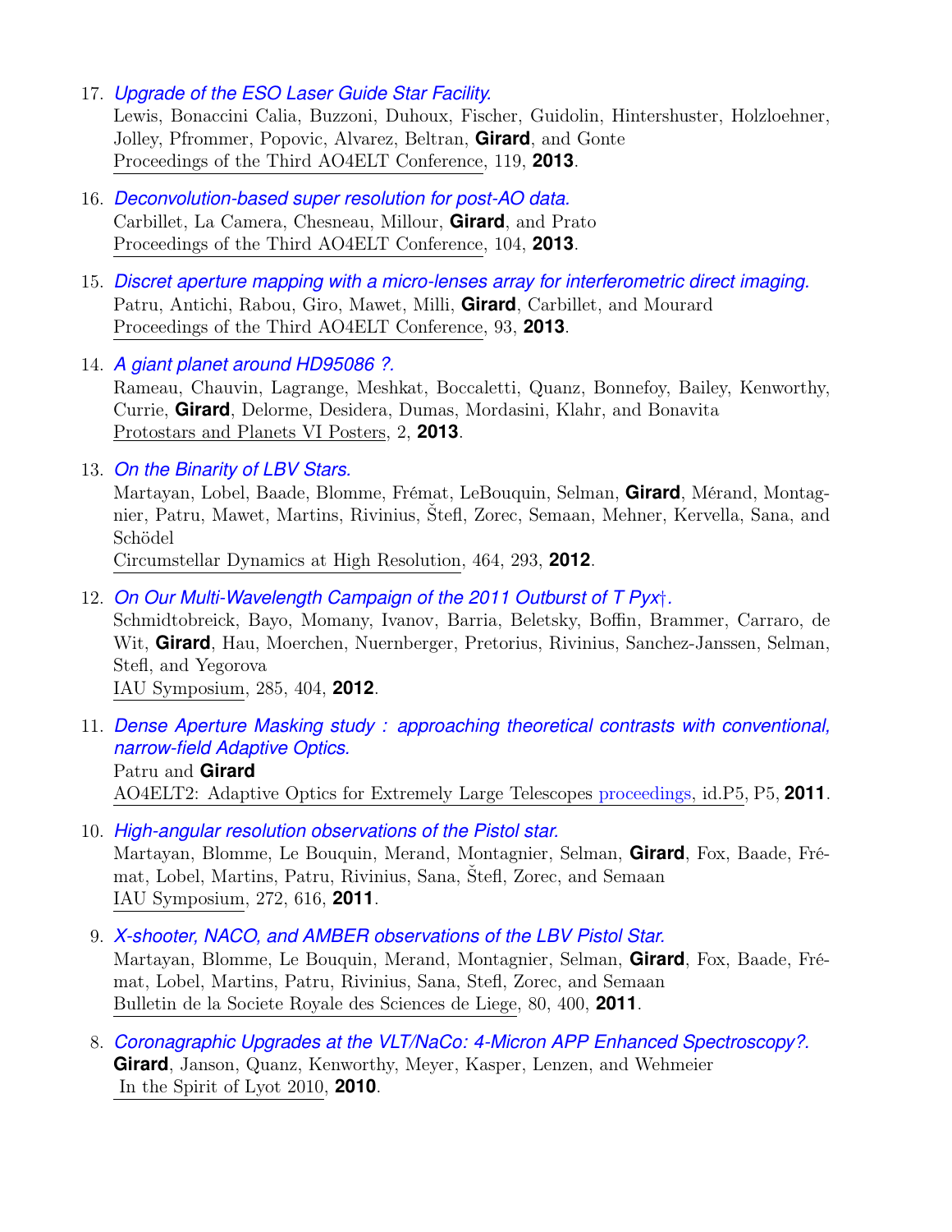17. *Upgrade of the ESO Laser Guide Star Facility.*
   Lewis, Bonaccini Calia, Buzzoni, Duhoux, Fischer, Guidolin, Hintershuster, Holzloehner, Jolley, Pfrommer, Popovic, Alvarez, Beltran, **Girard**, and Gonte
   Proceedings of the Third AO4ELT Conference, 119, **2013**.

16. *Deconvolution-based super resolution for post-AO data.*
   Carbillet, La Camera, Chesneau, Millour, **Girard**, and Prato
   Proceedings of the Third AO4ELT Conference, 104, **2013**.

15. *Discret aperture mapping with a micro-lenses array for interferometric direct imaging.*
   Patru, Antichi, Rabou, Giro, Mawet, Milli, **Girard**, Carbillet, and Mourard
   Proceedings of the Third AO4ELT Conference, 93, **2013**.

14. *A giant planet around HD95086 ?.*
   Rameau, Chauvin, Lagrange, Meshkat, Boccaletti, Quanz, Bonnefoy, Bailey, Kenworthy, Currie, **Girard**, Delorme, Desidera, Dumas, Mordasini, Klahr, and Bonavita
   Protostars and Planets VI Posters, 2, **2013**.

13. *On the Binarity of LBV Stars.*
   Martayan, Lobel, Baade, Blomme, Frémat, LeBouquin, Selman, **Girard**, Mérand, Montagnier, Patru, Mawet, Martins, Rivinius, Štefl, Zorec, Semaan, Mehner, Kervella, Sana, and Schödel
   Circumstellar Dynamics at High Resolution, 464, 293, **2012**.

12. *On Our Multi-Wavelength Campaign of the 2011 Outburst of T Pyx†.*
   Schmidtobreick, Bayo, Momany, Ivanov, Barria, Beletsky, Boffin, Brammer, Carraro, de Wit, **Girard**, Hau, Moerchen, Nuernberger, Pretorius, Rivinius, Sanchez-Janssen, Selman, Stefl, and Yegorova
   IAU Symposium, 285, 404, **2012**.

11. *Dense Aperture Masking study : approaching theoretical contrasts with conventional, narrow-field Adaptive Optics.*
   Patru and **Girard**
   AO4ELT2: Adaptive Optics for Extremely Large Telescopes proceedings, id.P5, P5, **2011**.

10. *High-angular resolution observations of the Pistol star.*
   Martayan, Blomme, Le Bouquin, Merand, Montagnier, Selman, **Girard**, Fox, Baade, Frémat, Lobel, Martins, Patru, Rivinius, Sana, Štefl, Zorec, and Semaan
   IAU Symposium, 272, 616, **2011**.

9. *X-shooter, NACO, and AMBER observations of the LBV Pistol Star.*
   Martayan, Blomme, Le Bouquin, Merand, Montagnier, Selman, **Girard**, Fox, Baade, Frémat, Lobel, Martins, Patru, Rivinius, Sana, Stefl, Zorec, and Semaan
   Bulletin de la Societe Royale des Sciences de Liege, 80, 400, **2011**.

8. *Coronagraphic Upgrades at the VLT/NaCo: 4-Micron APP Enhanced Spectroscopy?.*
   **Girard**, Janson, Quanz, Kenworthy, Meyer, Kasper, Lenzen, and Wehmeier
   In the Spirit of Lyot 2010, **2010**.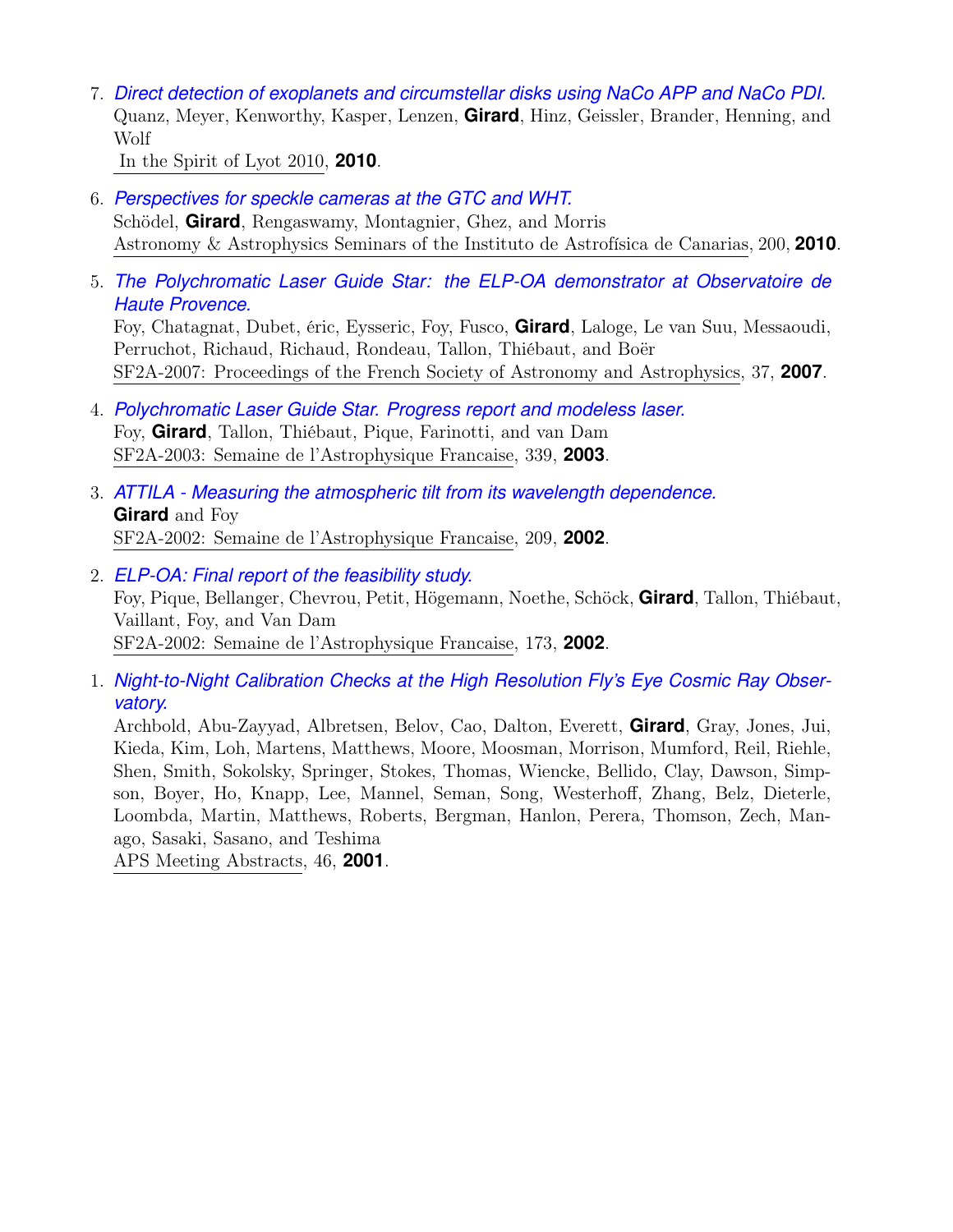7. *Direct detection of exoplanets and circumstellar disks using NaCo APP and NaCo PDI.*
   Quanz, Meyer, Kenworthy, Kasper, Lenzen, **Girard**, Hinz, Geissler, Brander, Henning, and Wolf
   In the Spirit of Lyot 2010, **2010**.

6. *Perspectives for speckle cameras at the GTC and WHT.*
   Schödel, **Girard**, Rengaswamy, Montagnier, Ghez, and Morris
   Astronomy & Astrophysics Seminars of the Instituto de Astrofísica de Canarias, 200, **2010**.

5. *The Polychromatic Laser Guide Star: the ELP-OA demonstrator at Observatoire de Haute Provence.*
   Foy, Chatagnat, Dubet, éric, Eysseric, Foy, Fusco, **Girard**, Laloge, Le van Suu, Messaoudi, Perruchot, Richaud, Richaud, Rondeau, Tallon, Thiébaut, and Boër
   SF2A-2007: Proceedings of the French Society of Astronomy and Astrophysics, 37, **2007**.

4. *Polychromatic Laser Guide Star. Progress report and modeless laser.*
   Foy, **Girard**, Tallon, Thiébaut, Pique, Farinotti, and van Dam
   SF2A-2003: Semaine de l'Astrophysique Francaise, 339, **2003**.

3. *ATTILA - Measuring the atmospheric tilt from its wavelength dependence.*
   **Girard** and Foy
   SF2A-2002: Semaine de l'Astrophysique Francaise, 209, **2002**.

2. *ELP-OA: Final report of the feasibility study.*
   Foy, Pique, Bellanger, Chevrou, Petit, Högemann, Noethe, Schöck, **Girard**, Tallon, Thiébaut, Vaillant, Foy, and Van Dam
   SF2A-2002: Semaine de l'Astrophysique Francaise, 173, **2002**.

1. *Night-to-Night Calibration Checks at the High Resolution Fly's Eye Cosmic Ray Observatory.*
   Archbold, Abu-Zayyad, Albretsen, Belov, Cao, Dalton, Everett, **Girard**, Gray, Jones, Jui, Kieda, Kim, Loh, Martens, Matthews, Moore, Moosman, Morrison, Mumford, Reil, Riehle, Shen, Smith, Sokolsky, Springer, Stokes, Thomas, Wiencke, Bellido, Clay, Dawson, Simpson, Boyer, Ho, Knapp, Lee, Mannel, Seman, Song, Westerhoff, Zhang, Belz, Dieterle, Loombda, Martin, Matthews, Roberts, Bergman, Hanlon, Perera, Thomson, Zech, Manago, Sasaki, Sasano, and Teshima
   APS Meeting Abstracts, 46, **2001**.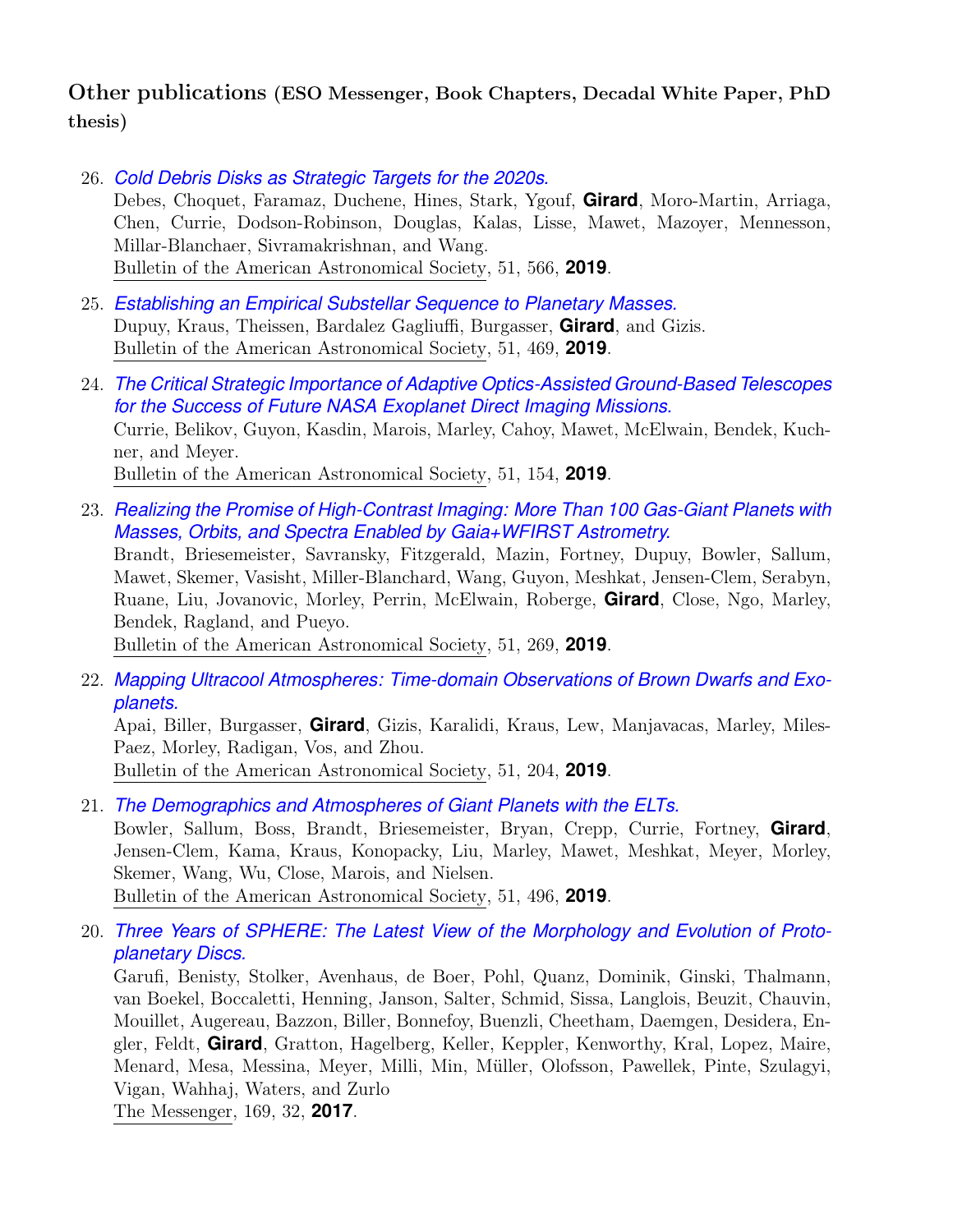### Other publications (ESO Messenger, Book Chapters, Decadal White Paper, PhD thesis)

26. *Cold Debris Disks as Strategic Targets for the 2020s.*
Debes, Choquet, Faramaz, Duchene, Hines, Stark, Ygouf, **Girard**, Moro-Martin, Arriaga, Chen, Currie, Dodson-Robinson, Douglas, Kalas, Lisse, Mawet, Mazoyer, Mennesson, Millar-Blanchaer, Sivramakrishnan, and Wang.
Bulletin of the American Astronomical Society, 51, 566, **2019**.

25. *Establishing an Empirical Substellar Sequence to Planetary Masses.*
Dupuy, Kraus, Theissen, Bardalez Gagliuffi, Burgasser, **Girard**, and Gizis.
Bulletin of the American Astronomical Society, 51, 469, **2019**.

24. *The Critical Strategic Importance of Adaptive Optics-Assisted Ground-Based Telescopes for the Success of Future NASA Exoplanet Direct Imaging Missions.*
Currie, Belikov, Guyon, Kasdin, Marois, Marley, Cahoy, Mawet, McElwain, Bendek, Kuchner, and Meyer.
Bulletin of the American Astronomical Society, 51, 154, **2019**.

23. *Realizing the Promise of High-Contrast Imaging: More Than 100 Gas-Giant Planets with Masses, Orbits, and Spectra Enabled by Gaia+WFIRST Astrometry.*
Brandt, Briesemeister, Savransky, Fitzgerald, Mazin, Fortney, Dupuy, Bowler, Sallum, Mawet, Skemer, Vasisht, Miller-Blanchard, Wang, Guyon, Meshkat, Jensen-Clem, Serabyn, Ruane, Liu, Jovanovic, Morley, Perrin, McElwain, Roberge, **Girard**, Close, Ngo, Marley, Bendek, Ragland, and Pueyo.
Bulletin of the American Astronomical Society, 51, 269, **2019**.

22. *Mapping Ultracool Atmospheres: Time-domain Observations of Brown Dwarfs and Exoplanets.*
Apai, Biller, Burgasser, **Girard**, Gizis, Karalidi, Kraus, Lew, Manjavacas, Marley, Miles-Paez, Morley, Radigan, Vos, and Zhou.
Bulletin of the American Astronomical Society, 51, 204, **2019**.

21. *The Demographics and Atmospheres of Giant Planets with the ELTs.*
Bowler, Sallum, Boss, Brandt, Briesemeister, Bryan, Crepp, Currie, Fortney, **Girard**, Jensen-Clem, Kama, Kraus, Konopacky, Liu, Marley, Mawet, Meshkat, Meyer, Morley, Skemer, Wang, Wu, Close, Marois, and Nielsen.
Bulletin of the American Astronomical Society, 51, 496, **2019**.

20. *Three Years of SPHERE: The Latest View of the Morphology and Evolution of Protoplanetary Discs.*
Garufi, Benisty, Stolker, Avenhaus, de Boer, Pohl, Quanz, Dominik, Ginski, Thalmann, van Boekel, Boccaletti, Henning, Janson, Salter, Schmid, Sissa, Langlois, Beuzit, Chauvin, Mouillet, Augereau, Bazzon, Biller, Bonnefoy, Buenzli, Cheetham, Daemgen, Desidera, Engler, Feldt, **Girard**, Gratton, Hagelberg, Keller, Keppler, Kenworthy, Kral, Lopez, Maire, Menard, Mesa, Messina, Meyer, Milli, Min, Müller, Olofsson, Pawellek, Pinte, Szulagyi, Vigan, Wahhaj, Waters, and Zurlo
The Messenger, 169, 32, **2017**.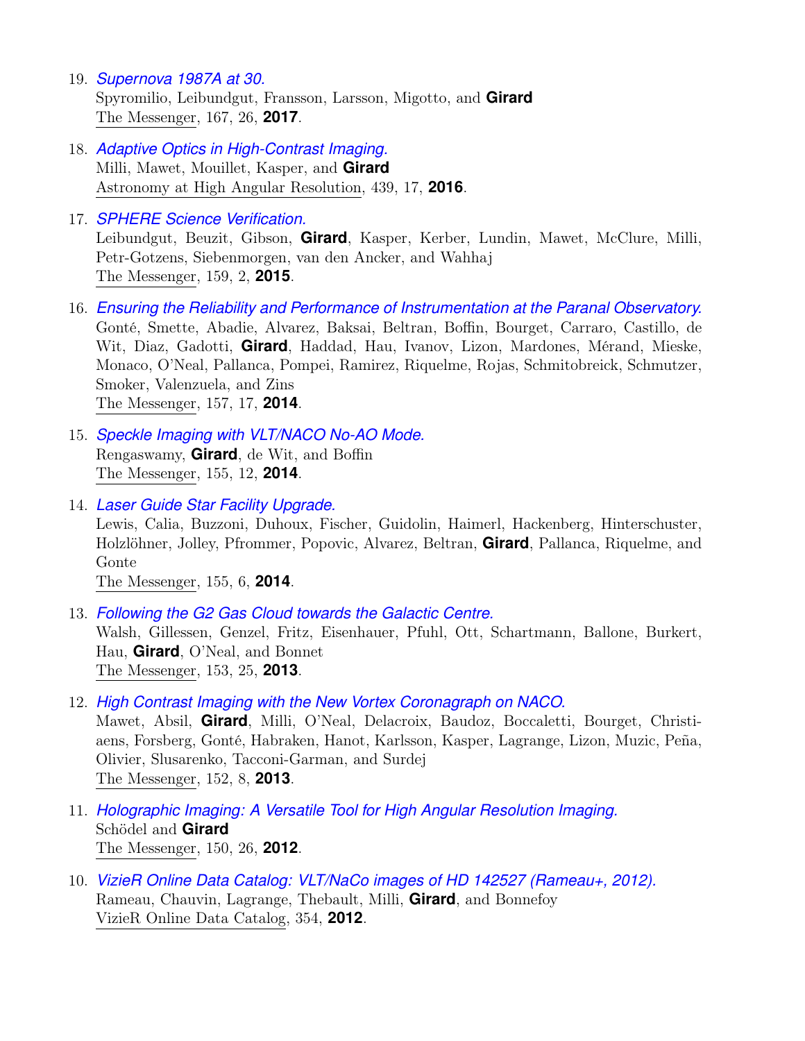19. *Supernova 1987A at 30.*
    Spyromilio, Leibundgut, Fransson, Larsson, Migotto, and **Girard**
    The Messenger, 167, 26, **2017**.

18. *Adaptive Optics in High-Contrast Imaging.*
    Milli, Mawet, Mouillet, Kasper, and **Girard**
    Astronomy at High Angular Resolution, 439, 17, **2016**.

17. *SPHERE Science Verification.*
    Leibundgut, Beuzit, Gibson, **Girard**, Kasper, Kerber, Lundin, Mawet, McClure, Milli, Petr-Gotzens, Siebenmorgen, van den Ancker, and Wahhaj
    The Messenger, 159, 2, **2015**.

16. *Ensuring the Reliability and Performance of Instrumentation at the Paranal Observatory.*
    Gonté, Smette, Abadie, Alvarez, Baksai, Beltran, Boffin, Bourget, Carraro, Castillo, de Wit, Diaz, Gadotti, **Girard**, Haddad, Hau, Ivanov, Lizon, Mardones, Mérand, Mieske, Monaco, O'Neal, Pallanca, Pompei, Ramirez, Riquelme, Rojas, Schmitobreick, Schmutzer, Smoker, Valenzuela, and Zins
    The Messenger, 157, 17, **2014**.

15. *Speckle Imaging with VLT/NACO No-AO Mode.*
    Rengaswamy, **Girard**, de Wit, and Boffin
    The Messenger, 155, 12, **2014**.

14. *Laser Guide Star Facility Upgrade.*
    Lewis, Calia, Buzzoni, Duhoux, Fischer, Guidolin, Haimerl, Hackenberg, Hinterschuster, Holzlöhner, Jolley, Pfrommer, Popovic, Alvarez, Beltran, **Girard**, Pallanca, Riquelme, and Gonte
    The Messenger, 155, 6, **2014**.

13. *Following the G2 Gas Cloud towards the Galactic Centre.*
    Walsh, Gillessen, Genzel, Fritz, Eisenhauer, Pfuhl, Ott, Schartmann, Ballone, Burkert, Hau, **Girard**, O'Neal, and Bonnet
    The Messenger, 153, 25, **2013**.

12. *High Contrast Imaging with the New Vortex Coronagraph on NACO.*
    Mawet, Absil, **Girard**, Milli, O'Neal, Delacroix, Baudoz, Boccaletti, Bourget, Christiaens, Forsberg, Gonté, Habraken, Hanot, Karlsson, Kasper, Lagrange, Lizon, Muzic, Peña, Olivier, Slusarenko, Tacconi-Garman, and Surdej
    The Messenger, 152, 8, **2013**.

11. *Holographic Imaging: A Versatile Tool for High Angular Resolution Imaging.*
    Schödel and **Girard**
    The Messenger, 150, 26, **2012**.

10. *VizieR Online Data Catalog: VLT/NaCo images of HD 142527 (Rameau+, 2012).*
    Rameau, Chauvin, Lagrange, Thebault, Milli, **Girard**, and Bonnefoy
    VizieR Online Data Catalog, 354, **2012**.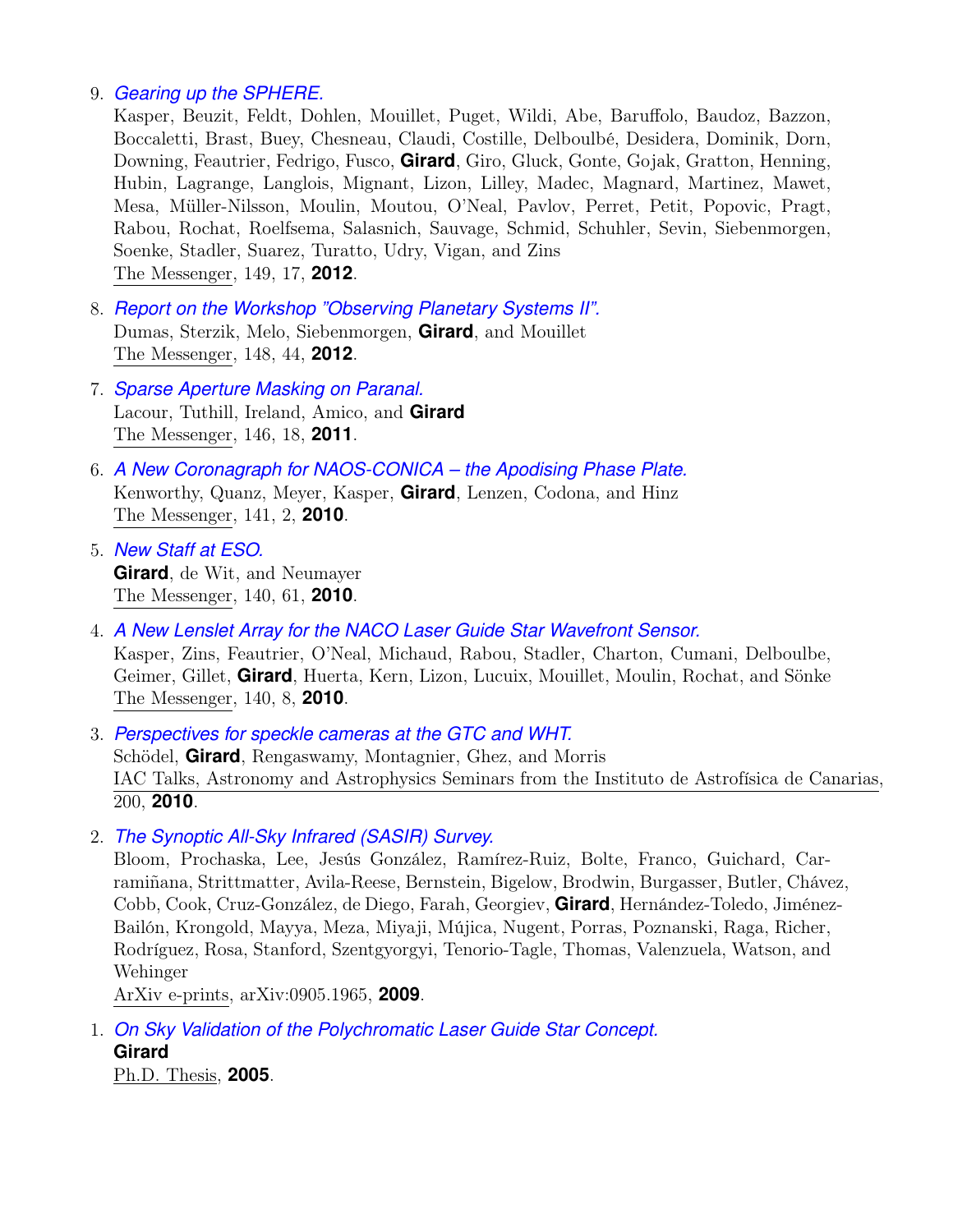9. *Gearing up the SPHERE.*
   Kasper, Beuzit, Feldt, Dohlen, Mouillet, Puget, Wildi, Abe, Baruffolo, Baudoz, Bazzon, Boccaletti, Brast, Buey, Chesneau, Claudi, Costille, Delboulbé, Desidera, Dominik, Dorn, Downing, Feautrier, Fedrigo, Fusco, **Girard**, Giro, Gluck, Gonte, Gojak, Gratton, Henning, Hubin, Lagrange, Langlois, Mignant, Lizon, Lilley, Madec, Magnard, Martinez, Mawet, Mesa, Müller-Nilsson, Moulin, Moutou, O'Neal, Pavlov, Perret, Petit, Popovic, Pragt, Rabou, Rochat, Roelfsema, Salasnich, Sauvage, Schmid, Schuhler, Sevin, Siebenmorgen, Soenke, Stadler, Suarez, Turatto, Udry, Vigan, and Zins
   The Messenger, 149, 17, **2012**.

8. *Report on the Workshop "Observing Planetary Systems II".*
   Dumas, Sterzik, Melo, Siebenmorgen, **Girard**, and Mouillet
   The Messenger, 148, 44, **2012**.

7. *Sparse Aperture Masking on Paranal.*
   Lacour, Tuthill, Ireland, Amico, and **Girard**
   The Messenger, 146, 18, **2011**.

6. *A New Coronagraph for NAOS-CONICA – the Apodising Phase Plate.*
   Kenworthy, Quanz, Meyer, Kasper, **Girard**, Lenzen, Codona, and Hinz
   The Messenger, 141, 2, **2010**.

5. *New Staff at ESO.*
   **Girard**, de Wit, and Neumayer
   The Messenger, 140, 61, **2010**.

4. *A New Lenslet Array for the NACO Laser Guide Star Wavefront Sensor.*
   Kasper, Zins, Feautrier, O'Neal, Michaud, Rabou, Stadler, Charton, Cumani, Delboulbe, Geimer, Gillet, **Girard**, Huerta, Kern, Lizon, Lucuix, Mouillet, Moulin, Rochat, and Sönke
   The Messenger, 140, 8, **2010**.

3. *Perspectives for speckle cameras at the GTC and WHT.*
   Schödel, **Girard**, Rengaswamy, Montagnier, Ghez, and Morris
   IAC Talks, Astronomy and Astrophysics Seminars from the Instituto de Astrofísica de Canarias, 200, **2010**.

2. *The Synoptic All-Sky Infrared (SASIR) Survey.*
   Bloom, Prochaska, Lee, Jesús González, Ramírez-Ruiz, Bolte, Franco, Guichard, Carramiñana, Strittmatter, Avila-Reese, Bernstein, Bigelow, Brodwin, Burgasser, Butler, Chávez, Cobb, Cook, Cruz-González, de Diego, Farah, Georgiev, **Girard**, Hernández-Toledo, Jiménez-Bailón, Krongold, Mayya, Meza, Miyaji, Mújica, Nugent, Porras, Poznanski, Raga, Richer, Rodríguez, Rosa, Stanford, Szentgyorgyi, Tenorio-Tagle, Thomas, Valenzuela, Watson, and Wehinger
   ArXiv e-prints, arXiv:0905.1965, **2009**.

1. *On Sky Validation of the Polychromatic Laser Guide Star Concept.*
   **Girard**
   Ph.D. Thesis, **2005**.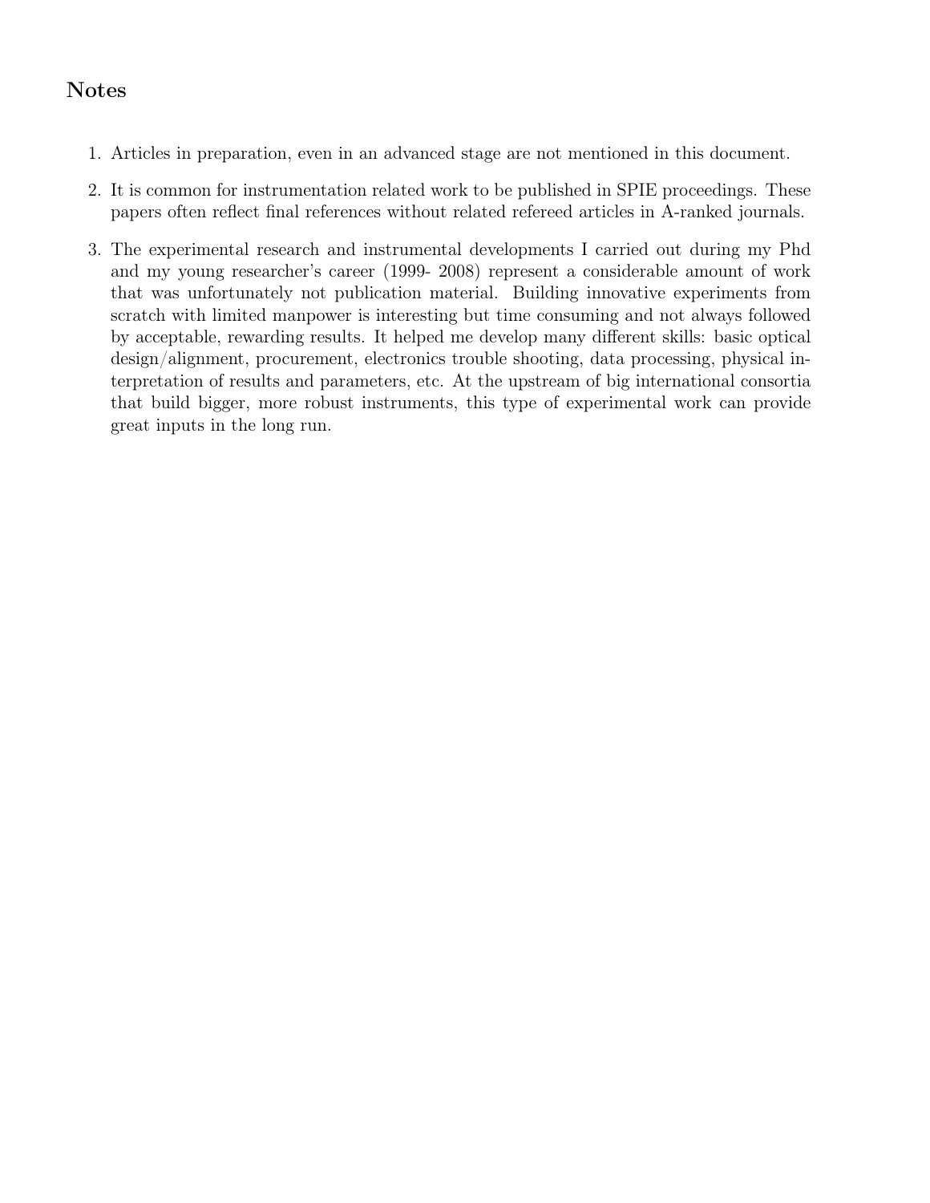## Notes

1. Articles in preparation, even in an advanced stage are not mentioned in this document.

2. It is common for instrumentation related work to be published in SPIE proceedings. These papers often reflect final references without related refereed articles in A-ranked journals.

3. The experimental research and instrumental developments I carried out during my Phd and my young researcher's career (1999- 2008) represent a considerable amount of work that was unfortunately not publication material. Building innovative experiments from scratch with limited manpower is interesting but time consuming and not always followed by acceptable, rewarding results. It helped me develop many different skills: basic optical design/alignment, procurement, electronics trouble shooting, data processing, physical interpretation of results and parameters, etc. At the upstream of big international consortia that build bigger, more robust instruments, this type of experimental work can provide great inputs in the long run.